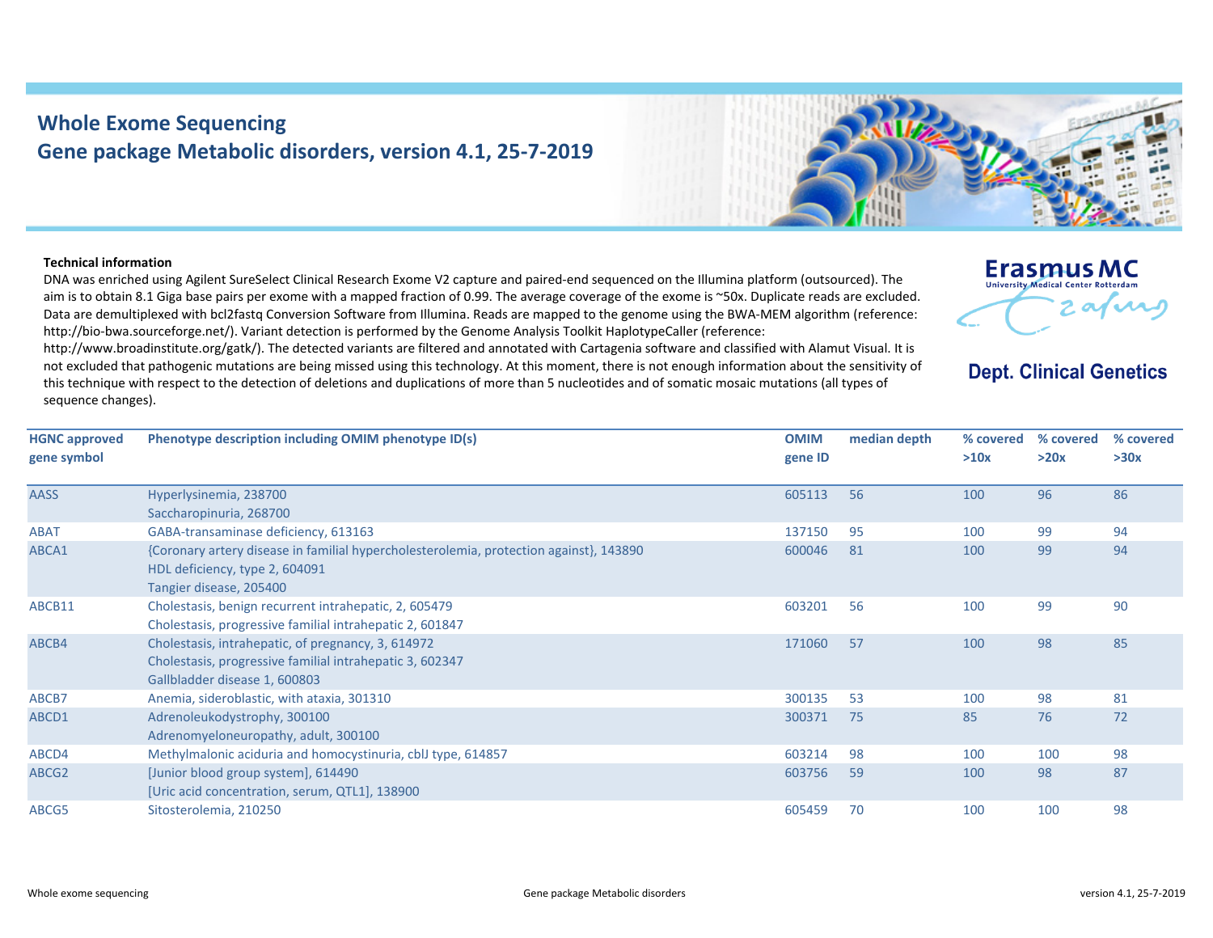# Whole Exome Sequencing
## Gene package Metabolic disorders, version 4.1, 25-7-2019

Erasmus MC
University Medical Center Rotterdam

**Dept. Clinical Genetics**

**Technical information**

DNA was enriched using Agilent SureSelect Clinical Research Exome V2 capture and paired-end sequenced on the Illumina platform (outsourced). The aim is to obtain 8.1 Giga base pairs per exome with a mapped fraction of 0.99. The average coverage of the exome is ~50x. Duplicate reads are excluded. Data are demultiplexed with bcl2fastq Conversion Software from Illumina. Reads are mapped to the genome using the BWA-MEM algorithm (reference: http://bio-bwa.sourceforge.net/). Variant detection is performed by the Genome Analysis Toolkit HaplotypeCaller (reference: http://www.broadinstitute.org/gatk/). The detected variants are filtered and annotated with Cartagenia software and classified with Alamut Visual. It is not excluded that pathogenic mutations are being missed using this technology. At this moment, there is not enough information about the sensitivity of this technique with respect to the detection of deletions and duplications of more than 5 nucleotides and of somatic mosaic mutations (all types of sequence changes).

| HGNC approved gene symbol | Phenotype description including OMIM phenotype ID(s) | OMIM gene ID | median depth | % covered >10x | % covered >20x | % covered >30x |
|---|---|---|---|---|---|---|
| AASS | Hyperlysinemia, 238700<br>Saccharopinuria, 268700 | 605113 | 56 | 100 | 96 | 86 |
| ABAT | GABA-transaminase deficiency, 613163 | 137150 | 95 | 100 | 99 | 94 |
| ABCA1 | {Coronary artery disease in familial hypercholesterolemia, protection against}, 143890<br>HDL deficiency, type 2, 604091<br>Tangier disease, 205400 | 600046 | 81 | 100 | 99 | 94 |
| ABCB11 | Cholestasis, benign recurrent intrahepatic, 2, 605479<br>Cholestasis, progressive familial intrahepatic 2, 601847 | 603201 | 56 | 100 | 99 | 90 |
| ABCB4 | Cholestasis, intrahepatic, of pregnancy, 3, 614972<br>Cholestasis, progressive familial intrahepatic 3, 602347<br>Gallbladder disease 1, 600803 | 171060 | 57 | 100 | 98 | 85 |
| ABCB7 | Anemia, sideroblastic, with ataxia, 301310 | 300135 | 53 | 100 | 98 | 81 |
| ABCD1 | Adrenoleukodystrophy, 300100<br>Adrenomyeloneuropathy, adult, 300100 | 300371 | 75 | 85 | 76 | 72 |
| ABCD4 | Methylmalonic aciduria and homocystinuria, cblJ type, 614857 | 603214 | 98 | 100 | 100 | 98 |
| ABCG2 | [Junior blood group system], 614490<br>[Uric acid concentration, serum, QTL1], 138900 | 603756 | 59 | 100 | 98 | 87 |
| ABCG5 | Sitosterolemia, 210250 | 605459 | 70 | 100 | 100 | 98 |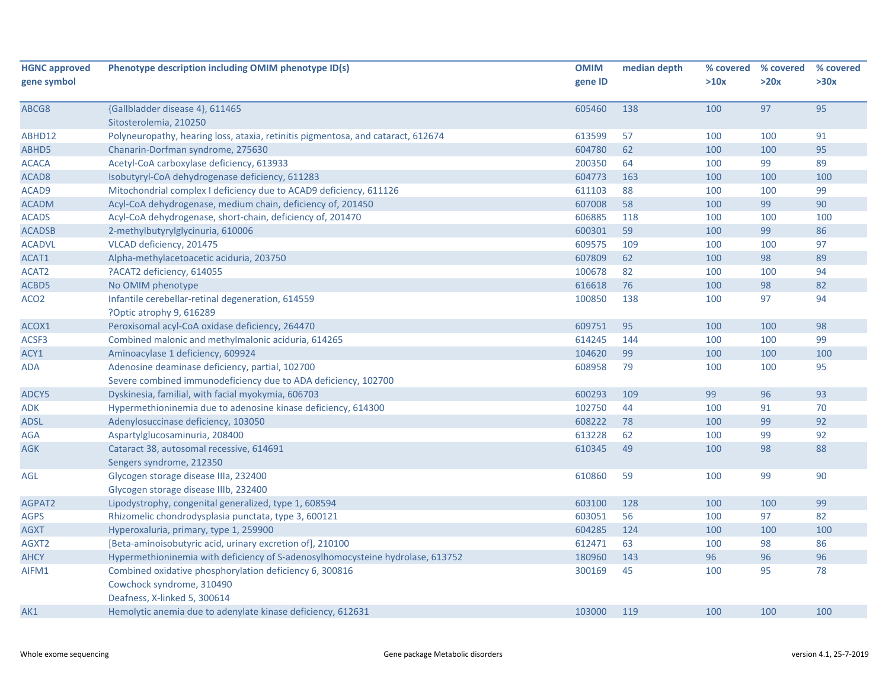| HGNC approved gene symbol | Phenotype description including OMIM phenotype ID(s) | OMIM gene ID | median depth | % covered >10x | % covered >20x | % covered >30x |
|---|---|---|---|---|---|---|
| ABCG8 | {Gallbladder disease 4}, 611465<br>Sitosterolemia, 210250 | 605460 | 138 | 100 | 97 | 95 |
| ABHD12 | Polyneuropathy, hearing loss, ataxia, retinitis pigmentosa, and cataract, 612674 | 613599 | 57 | 100 | 100 | 91 |
| ABHD5 | Chanarin-Dorfman syndrome, 275630 | 604780 | 62 | 100 | 100 | 95 |
| ACACA | Acetyl-CoA carboxylase deficiency, 613933 | 200350 | 64 | 100 | 99 | 89 |
| ACAD8 | Isobutyryl-CoA dehydrogenase deficiency, 611283 | 604773 | 163 | 100 | 100 | 100 |
| ACAD9 | Mitochondrial complex I deficiency due to ACAD9 deficiency, 611126 | 611103 | 88 | 100 | 100 | 99 |
| ACADM | Acyl-CoA dehydrogenase, medium chain, deficiency of, 201450 | 607008 | 58 | 100 | 99 | 90 |
| ACADS | Acyl-CoA dehydrogenase, short-chain, deficiency of, 201470 | 606885 | 118 | 100 | 100 | 100 |
| ACADSB | 2-methylbutyrylglycinuria, 610006 | 600301 | 59 | 100 | 99 | 86 |
| ACADVL | VLCAD deficiency, 201475 | 609575 | 109 | 100 | 100 | 97 |
| ACAT1 | Alpha-methylacetoacetic aciduria, 203750 | 607809 | 62 | 100 | 98 | 89 |
| ACAT2 | ?ACAT2 deficiency, 614055 | 100678 | 82 | 100 | 100 | 94 |
| ACBD5 | No OMIM phenotype | 616618 | 76 | 100 | 98 | 82 |
| ACO2 | Infantile cerebellar-retinal degeneration, 614559<br>?Optic atrophy 9, 616289 | 100850 | 138 | 100 | 97 | 94 |
| ACOX1 | Peroxisomal acyl-CoA oxidase deficiency, 264470 | 609751 | 95 | 100 | 100 | 98 |
| ACSF3 | Combined malonic and methylmalonic aciduria, 614265 | 614245 | 144 | 100 | 100 | 99 |
| ACY1 | Aminoacylase 1 deficiency, 609924 | 104620 | 99 | 100 | 100 | 100 |
| ADA | Adenosine deaminase deficiency, partial, 102700<br>Severe combined immunodeficiency due to ADA deficiency, 102700 | 608958 | 79 | 100 | 100 | 95 |
| ADCY5 | Dyskinesia, familial, with facial myokymia, 606703 | 600293 | 109 | 99 | 96 | 93 |
| ADK | Hypermethioninemia due to adenosine kinase deficiency, 614300 | 102750 | 44 | 100 | 91 | 70 |
| ADSL | Adenylosuccinase deficiency, 103050 | 608222 | 78 | 100 | 99 | 92 |
| AGA | Aspartylglucosaminuria, 208400 | 613228 | 62 | 100 | 99 | 92 |
| AGK | Cataract 38, autosomal recessive, 614691<br>Sengers syndrome, 212350 | 610345 | 49 | 100 | 98 | 88 |
| AGL | Glycogen storage disease IIIa, 232400<br>Glycogen storage disease IIIb, 232400 | 610860 | 59 | 100 | 99 | 90 |
| AGPAT2 | Lipodystrophy, congenital generalized, type 1, 608594 | 603100 | 128 | 100 | 100 | 99 |
| AGPS | Rhizomelic chondrodysplasia punctata, type 3, 600121 | 603051 | 56 | 100 | 97 | 82 |
| AGXT | Hyperoxaluria, primary, type 1, 259900 | 604285 | 124 | 100 | 100 | 100 |
| AGXT2 | [Beta-aminoisobutyric acid, urinary excretion of], 210100 | 612471 | 63 | 100 | 98 | 86 |
| AHCY | Hypermethioninemia with deficiency of S-adenosylhomocysteine hydrolase, 613752 | 180960 | 143 | 96 | 96 | 96 |
| AIFM1 | Combined oxidative phosphorylation deficiency 6, 300816<br>Cowchock syndrome, 310490<br>Deafness, X-linked 5, 300614 | 300169 | 45 | 100 | 95 | 78 |
| AK1 | Hemolytic anemia due to adenylate kinase deficiency, 612631 | 103000 | 119 | 100 | 100 | 100 |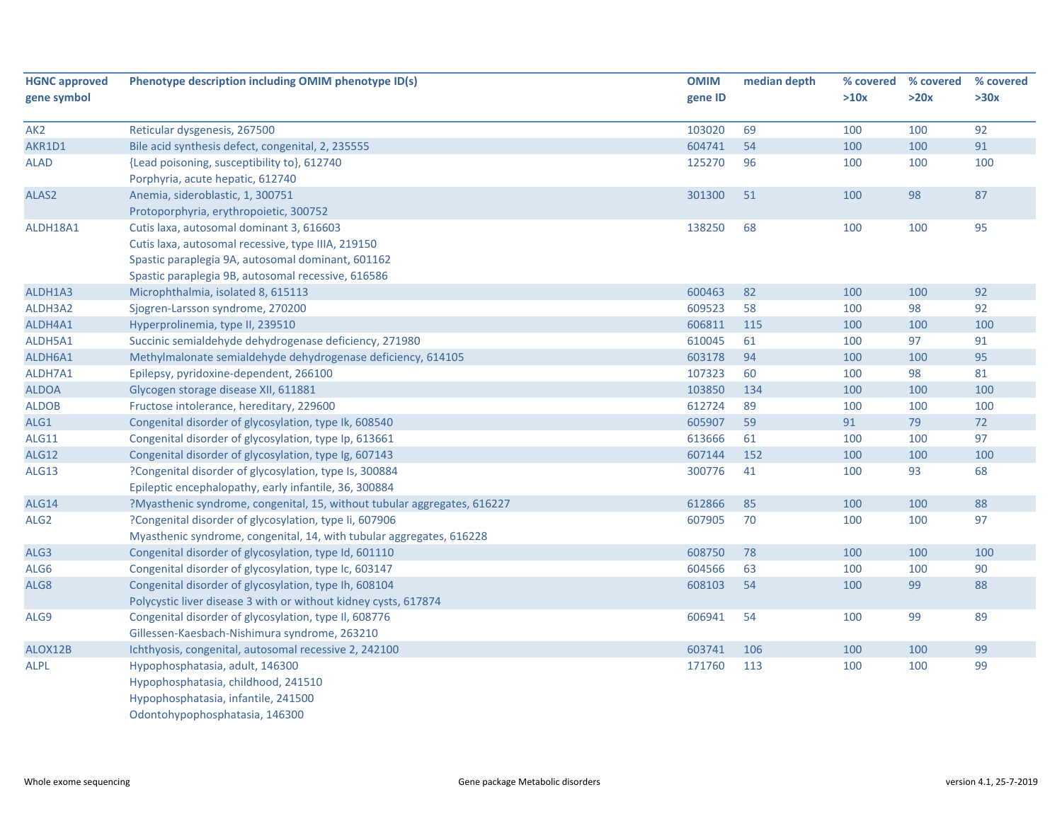| HGNC approved gene symbol | Phenotype description including OMIM phenotype ID(s) | OMIM gene ID | median depth | % covered >10x | % covered >20x | % covered >30x |
|---|---|---|---|---|---|---|
| AK2 | Reticular dysgenesis, 267500 | 103020 | 69 | 100 | 100 | 92 |
| AKR1D1 | Bile acid synthesis defect, congenital, 2, 235555 | 604741 | 54 | 100 | 100 | 91 |
| ALAD | {Lead poisoning, susceptibility to}, 612740<br>Porphyria, acute hepatic, 612740 | 125270 | 96 | 100 | 100 | 100 |
| ALAS2 | Anemia, sideroblastic, 1, 300751<br>Protoporphyria, erythropoietic, 300752 | 301300 | 51 | 100 | 98 | 87 |
| ALDH18A1 | Cutis laxa, autosomal dominant 3, 616603<br>Cutis laxa, autosomal recessive, type IIIA, 219150<br>Spastic paraplegia 9A, autosomal dominant, 601162<br>Spastic paraplegia 9B, autosomal recessive, 616586 | 138250 | 68 | 100 | 100 | 95 |
| ALDH1A3 | Microphthalmia, isolated 8, 615113 | 600463 | 82 | 100 | 100 | 92 |
| ALDH3A2 | Sjogren-Larsson syndrome, 270200 | 609523 | 58 | 100 | 98 | 92 |
| ALDH4A1 | Hyperprolinemia, type II, 239510 | 606811 | 115 | 100 | 100 | 100 |
| ALDH5A1 | Succinic semialdehyde dehydrogenase deficiency, 271980 | 610045 | 61 | 100 | 97 | 91 |
| ALDH6A1 | Methylmalonate semialdehyde dehydrogenase deficiency, 614105 | 603178 | 94 | 100 | 100 | 95 |
| ALDH7A1 | Epilepsy, pyridoxine-dependent, 266100 | 107323 | 60 | 100 | 98 | 81 |
| ALDOA | Glycogen storage disease XII, 611881 | 103850 | 134 | 100 | 100 | 100 |
| ALDOB | Fructose intolerance, hereditary, 229600 | 612724 | 89 | 100 | 100 | 100 |
| ALG1 | Congenital disorder of glycosylation, type Ik, 608540 | 605907 | 59 | 91 | 79 | 72 |
| ALG11 | Congenital disorder of glycosylation, type Ip, 613661 | 613666 | 61 | 100 | 100 | 97 |
| ALG12 | Congenital disorder of glycosylation, type Ig, 607143 | 607144 | 152 | 100 | 100 | 100 |
| ALG13 | ?Congenital disorder of glycosylation, type Is, 300884<br>Epileptic encephalopathy, early infantile, 36, 300884 | 300776 | 41 | 100 | 93 | 68 |
| ALG14 | ?Myasthenic syndrome, congenital, 15, without tubular aggregates, 616227 | 612866 | 85 | 100 | 100 | 88 |
| ALG2 | ?Congenital disorder of glycosylation, type Ii, 607906<br>Myasthenic syndrome, congenital, 14, with tubular aggregates, 616228 | 607905 | 70 | 100 | 100 | 97 |
| ALG3 | Congenital disorder of glycosylation, type Id, 601110 | 608750 | 78 | 100 | 100 | 100 |
| ALG6 | Congenital disorder of glycosylation, type Ic, 603147 | 604566 | 63 | 100 | 100 | 90 |
| ALG8 | Congenital disorder of glycosylation, type Ih, 608104<br>Polycystic liver disease 3 with or without kidney cysts, 617874 | 608103 | 54 | 100 | 99 | 88 |
| ALG9 | Congenital disorder of glycosylation, type Il, 608776<br>Gillessen-Kaesbach-Nishimura syndrome, 263210 | 606941 | 54 | 100 | 99 | 89 |
| ALOX12B | Ichthyosis, congenital, autosomal recessive 2, 242100 | 603741 | 106 | 100 | 100 | 99 |
| ALPL | Hypophosphatasia, adult, 146300<br>Hypophosphatasia, childhood, 241510<br>Hypophosphatasia, infantile, 241500<br>Odontohypophosphatasia, 146300 | 171760 | 113 | 100 | 100 | 99 |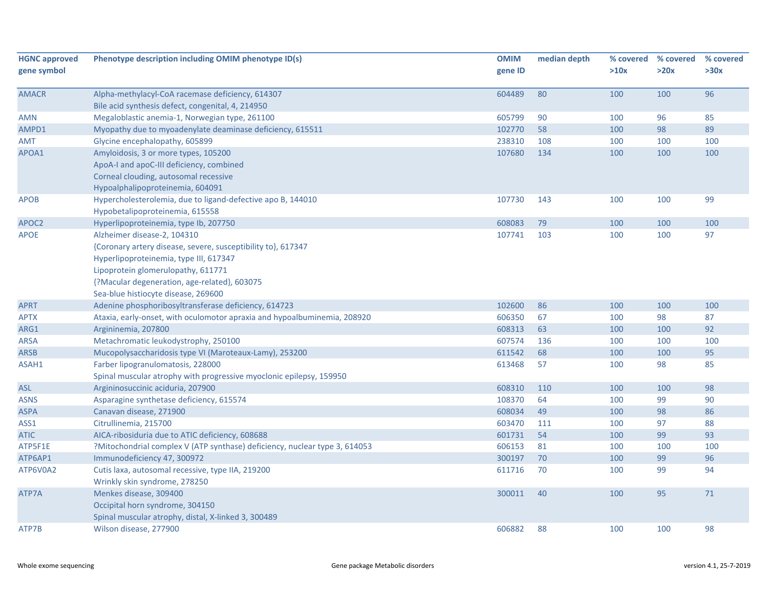| HGNC approved gene symbol | Phenotype description including OMIM phenotype ID(s) | OMIM gene ID | median depth | % covered >10x | % covered >20x | % covered >30x |
|---|---|---|---|---|---|---|
| AMACR | Alpha-methylacyl-CoA racemase deficiency, 614307<br>Bile acid synthesis defect, congenital, 4, 214950 | 604489 | 80 | 100 | 100 | 96 |
| AMN | Megaloblastic anemia-1, Norwegian type, 261100 | 605799 | 90 | 100 | 96 | 85 |
| AMPD1 | Myopathy due to myoadenylate deaminase deficiency, 615511 | 102770 | 58 | 100 | 98 | 89 |
| AMT | Glycine encephalopathy, 605899 | 238310 | 108 | 100 | 100 | 100 |
| APOA1 | Amyloidosis, 3 or more types, 105200<br>ApoA-I and apoC-III deficiency, combined<br>Corneal clouding, autosomal recessive<br>Hypoalphalipoproteinemia, 604091 | 107680 | 134 | 100 | 100 | 100 |
| APOB | Hypercholesterolemia, due to ligand-defective apo B, 144010<br>Hypobetalipoproteinemia, 615558 | 107730 | 143 | 100 | 100 | 99 |
| APOC2 | Hyperlipoproteinemia, type Ib, 207750 | 608083 | 79 | 100 | 100 | 100 |
| APOE | Alzheimer disease-2, 104310<br>{Coronary artery disease, severe, susceptibility to}, 617347<br>Hyperlipoproteinemia, type III, 617347<br>Lipoprotein glomerulopathy, 611771<br>{?Macular degeneration, age-related}, 603075<br>Sea-blue histiocyte disease, 269600 | 107741 | 103 | 100 | 100 | 97 |
| APRT | Adenine phosphoribosyltransferase deficiency, 614723 | 102600 | 86 | 100 | 100 | 100 |
| APTX | Ataxia, early-onset, with oculomotor apraxia and hypoalbuminemia, 208920 | 606350 | 67 | 100 | 98 | 87 |
| ARG1 | Argininemia, 207800 | 608313 | 63 | 100 | 100 | 92 |
| ARSA | Metachromatic leukodystrophy, 250100 | 607574 | 136 | 100 | 100 | 100 |
| ARSB | Mucopolysaccharidosis type VI (Maroteaux-Lamy), 253200 | 611542 | 68 | 100 | 100 | 95 |
| ASAH1 | Farber lipogranulomatosis, 228000<br>Spinal muscular atrophy with progressive myoclonic epilepsy, 159950 | 613468 | 57 | 100 | 98 | 85 |
| ASL | Argininosuccinic aciduria, 207900 | 608310 | 110 | 100 | 100 | 98 |
| ASNS | Asparagine synthetase deficiency, 615574 | 108370 | 64 | 100 | 99 | 90 |
| ASPA | Canavan disease, 271900 | 608034 | 49 | 100 | 98 | 86 |
| ASS1 | Citrullinemia, 215700 | 603470 | 111 | 100 | 97 | 88 |
| ATIC | AICA-ribosiduria due to ATIC deficiency, 608688 | 601731 | 54 | 100 | 99 | 93 |
| ATP5F1E | ?Mitochondrial complex V (ATP synthase) deficiency, nuclear type 3, 614053 | 606153 | 81 | 100 | 100 | 100 |
| ATP6AP1 | Immunodeficiency 47, 300972 | 300197 | 70 | 100 | 99 | 96 |
| ATP6V0A2 | Cutis laxa, autosomal recessive, type IIA, 219200<br>Wrinkly skin syndrome, 278250 | 611716 | 70 | 100 | 99 | 94 |
| ATP7A | Menkes disease, 309400<br>Occipital horn syndrome, 304150<br>Spinal muscular atrophy, distal, X-linked 3, 300489 | 300011 | 40 | 100 | 95 | 71 |
| ATP7B | Wilson disease, 277900 | 606882 | 88 | 100 | 100 | 98 |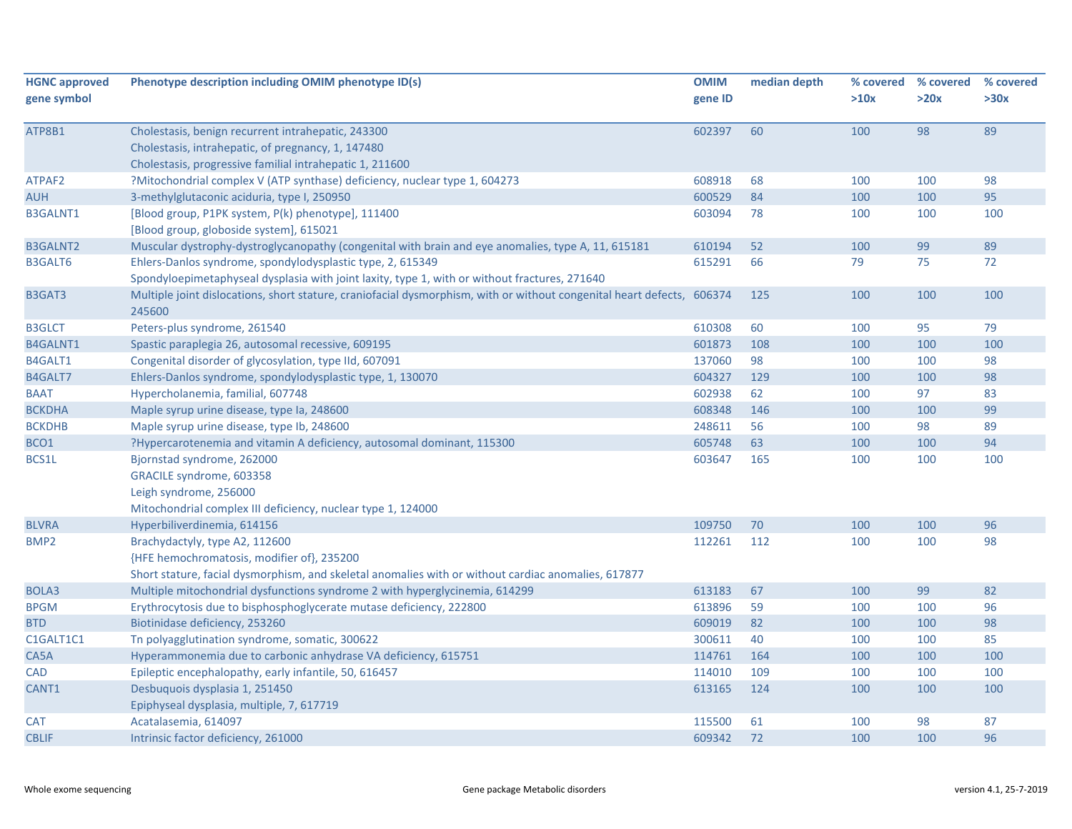| HGNC approved gene symbol | Phenotype description including OMIM phenotype ID(s) | OMIM gene ID | median depth | % covered >10x | % covered >20x | % covered >30x |
|---|---|---|---|---|---|---|
| ATP8B1 | Cholestasis, benign recurrent intrahepatic, 243300<br>Cholestasis, intrahepatic, of pregnancy, 1, 147480<br>Cholestasis, progressive familial intrahepatic 1, 211600 | 602397 | 60 | 100 | 98 | 89 |
| ATPAF2 | ?Mitochondrial complex V (ATP synthase) deficiency, nuclear type 1, 604273 | 608918 | 68 | 100 | 100 | 98 |
| AUH | 3-methylglutaconic aciduria, type I, 250950 | 600529 | 84 | 100 | 100 | 95 |
| B3GALNT1 | [Blood group, P1PK system, P(k) phenotype], 111400<br>[Blood group, globoside system], 615021 | 603094 | 78 | 100 | 100 | 100 |
| B3GALNT2 | Muscular dystrophy-dystroglycanopathy (congenital with brain and eye anomalies, type A, 11, 615181 | 610194 | 52 | 100 | 99 | 89 |
| B3GALT6 | Ehlers-Danlos syndrome, spondylodysplastic type, 2, 615349<br>Spondyloepimetaphyseal dysplasia with joint laxity, type 1, with or without fractures, 271640 | 615291 | 66 | 79 | 75 | 72 |
| B3GAT3 | Multiple joint dislocations, short stature, craniofacial dysmorphism, with or without congenital heart defects, 245600 | 606374 | 125 | 100 | 100 | 100 |
| B3GLCT | Peters-plus syndrome, 261540 | 610308 | 60 | 100 | 95 | 79 |
| B4GALNT1 | Spastic paraplegia 26, autosomal recessive, 609195 | 601873 | 108 | 100 | 100 | 100 |
| B4GALT1 | Congenital disorder of glycosylation, type IId, 607091 | 137060 | 98 | 100 | 100 | 98 |
| B4GALT7 | Ehlers-Danlos syndrome, spondylodysplastic type, 1, 130070 | 604327 | 129 | 100 | 100 | 98 |
| BAAT | Hypercholanemia, familial, 607748 | 602938 | 62 | 100 | 97 | 83 |
| BCKDHA | Maple syrup urine disease, type Ia, 248600 | 608348 | 146 | 100 | 100 | 99 |
| BCKDHB | Maple syrup urine disease, type Ib, 248600 | 248611 | 56 | 100 | 98 | 89 |
| BCO1 | ?Hypercarotenemia and vitamin A deficiency, autosomal dominant, 115300 | 605748 | 63 | 100 | 100 | 94 |
| BCS1L | Bjornstad syndrome, 262000<br>GRACILE syndrome, 603358<br>Leigh syndrome, 256000<br>Mitochondrial complex III deficiency, nuclear type 1, 124000 | 603647 | 165 | 100 | 100 | 100 |
| BLVRA | Hyperbiliverdinemia, 614156 | 109750 | 70 | 100 | 100 | 96 |
| BMP2 | Brachydactyly, type A2, 112600<br>{HFE hemochromatosis, modifier of}, 235200<br>Short stature, facial dysmorphism, and skeletal anomalies with or without cardiac anomalies, 617877 | 112261 | 112 | 100 | 100 | 98 |
| BOLA3 | Multiple mitochondrial dysfunctions syndrome 2 with hyperglycinemia, 614299 | 613183 | 67 | 100 | 99 | 82 |
| BPGM | Erythrocytosis due to bisphosphoglycerate mutase deficiency, 222800 | 613896 | 59 | 100 | 100 | 96 |
| BTD | Biotinidase deficiency, 253260 | 609019 | 82 | 100 | 100 | 98 |
| C1GALT1C1 | Tn polyagglutination syndrome, somatic, 300622 | 300611 | 40 | 100 | 100 | 85 |
| CA5A | Hyperammonemia due to carbonic anhydrase VA deficiency, 615751 | 114761 | 164 | 100 | 100 | 100 |
| CAD | Epileptic encephalopathy, early infantile, 50, 616457 | 114010 | 109 | 100 | 100 | 100 |
| CANT1 | Desbuquois dysplasia 1, 251450<br>Epiphyseal dysplasia, multiple, 7, 617719 | 613165 | 124 | 100 | 100 | 100 |
| CAT | Acatalasemia, 614097 | 115500 | 61 | 100 | 98 | 87 |
| CBLIF | Intrinsic factor deficiency, 261000 | 609342 | 72 | 100 | 100 | 96 |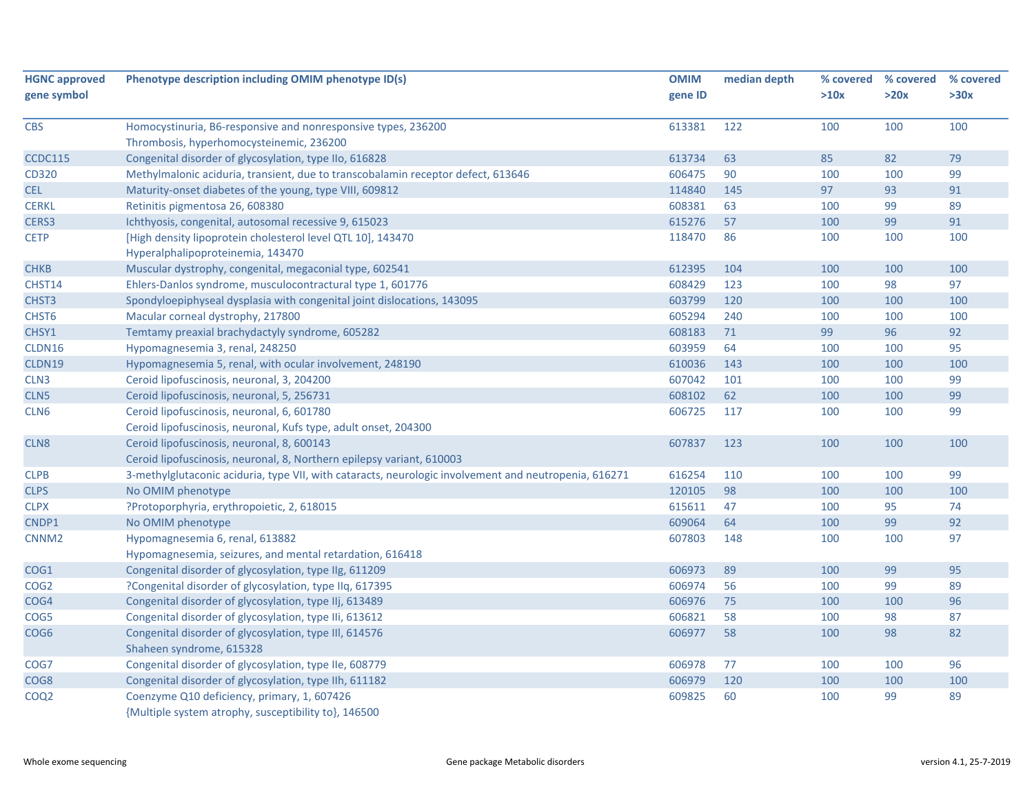| HGNC approved gene symbol | Phenotype description including OMIM phenotype ID(s) | OMIM gene ID | median depth | % covered >10x | % covered >20x | % covered >30x |
|---|---|---|---|---|---|---|
| CBS | Homocystinuria, B6-responsive and nonresponsive types, 236200<br>Thrombosis, hyperhomocysteinemic, 236200 | 613381 | 122 | 100 | 100 | 100 |
| CCDC115 | Congenital disorder of glycosylation, type IIo, 616828 | 613734 | 63 | 85 | 82 | 79 |
| CD320 | Methylmalonic aciduria, transient, due to transcobalamin receptor defect, 613646 | 606475 | 90 | 100 | 100 | 99 |
| CEL | Maturity-onset diabetes of the young, type VIII, 609812 | 114840 | 145 | 97 | 93 | 91 |
| CERKL | Retinitis pigmentosa 26, 608380 | 608381 | 63 | 100 | 99 | 89 |
| CERS3 | Ichthyosis, congenital, autosomal recessive 9, 615023 | 615276 | 57 | 100 | 99 | 91 |
| CETP | [High density lipoprotein cholesterol level QTL 10], 143470<br>Hyperalphalipoproteinemia, 143470 | 118470 | 86 | 100 | 100 | 100 |
| CHKB | Muscular dystrophy, congenital, megaconial type, 602541 | 612395 | 104 | 100 | 100 | 100 |
| CHST14 | Ehlers-Danlos syndrome, musculocontractural type 1, 601776 | 608429 | 123 | 100 | 98 | 97 |
| CHST3 | Spondyloepiphyseal dysplasia with congenital joint dislocations, 143095 | 603799 | 120 | 100 | 100 | 100 |
| CHST6 | Macular corneal dystrophy, 217800 | 605294 | 240 | 100 | 100 | 100 |
| CHSY1 | Temtamy preaxial brachydactyly syndrome, 605282 | 608183 | 71 | 99 | 96 | 92 |
| CLDN16 | Hypomagnesemia 3, renal, 248250 | 603959 | 64 | 100 | 100 | 95 |
| CLDN19 | Hypomagnesemia 5, renal, with ocular involvement, 248190 | 610036 | 143 | 100 | 100 | 100 |
| CLN3 | Ceroid lipofuscinosis, neuronal, 3, 204200 | 607042 | 101 | 100 | 100 | 99 |
| CLN5 | Ceroid lipofuscinosis, neuronal, 5, 256731 | 608102 | 62 | 100 | 100 | 99 |
| CLN6 | Ceroid lipofuscinosis, neuronal, 6, 601780<br>Ceroid lipofuscinosis, neuronal, Kufs type, adult onset, 204300 | 606725 | 117 | 100 | 100 | 99 |
| CLN8 | Ceroid lipofuscinosis, neuronal, 8, 600143<br>Ceroid lipofuscinosis, neuronal, 8, Northern epilepsy variant, 610003 | 607837 | 123 | 100 | 100 | 100 |
| CLPB | 3-methylglutaconic aciduria, type VII, with cataracts, neurologic involvement and neutropenia, 616271 | 616254 | 110 | 100 | 100 | 99 |
| CLPS | No OMIM phenotype | 120105 | 98 | 100 | 100 | 100 |
| CLPX | ?Protoporphyria, erythropoietic, 2, 618015 | 615611 | 47 | 100 | 95 | 74 |
| CNDP1 | No OMIM phenotype | 609064 | 64 | 100 | 99 | 92 |
| CNNM2 | Hypomagnesemia 6, renal, 613882<br>Hypomagnesemia, seizures, and mental retardation, 616418 | 607803 | 148 | 100 | 100 | 97 |
| COG1 | Congenital disorder of glycosylation, type IIg, 611209 | 606973 | 89 | 100 | 99 | 95 |
| COG2 | ?Congenital disorder of glycosylation, type IIq, 617395 | 606974 | 56 | 100 | 99 | 89 |
| COG4 | Congenital disorder of glycosylation, type IIj, 613489 | 606976 | 75 | 100 | 100 | 96 |
| COG5 | Congenital disorder of glycosylation, type IIi, 613612 | 606821 | 58 | 100 | 98 | 87 |
| COG6 | Congenital disorder of glycosylation, type III, 614576<br>Shaheen syndrome, 615328 | 606977 | 58 | 100 | 98 | 82 |
| COG7 | Congenital disorder of glycosylation, type IIe, 608779 | 606978 | 77 | 100 | 100 | 96 |
| COG8 | Congenital disorder of glycosylation, type IIh, 611182 | 606979 | 120 | 100 | 100 | 100 |
| COQ2 | Coenzyme Q10 deficiency, primary, 1, 607426<br>{Multiple system atrophy, susceptibility to}, 146500 | 609825 | 60 | 100 | 99 | 89 |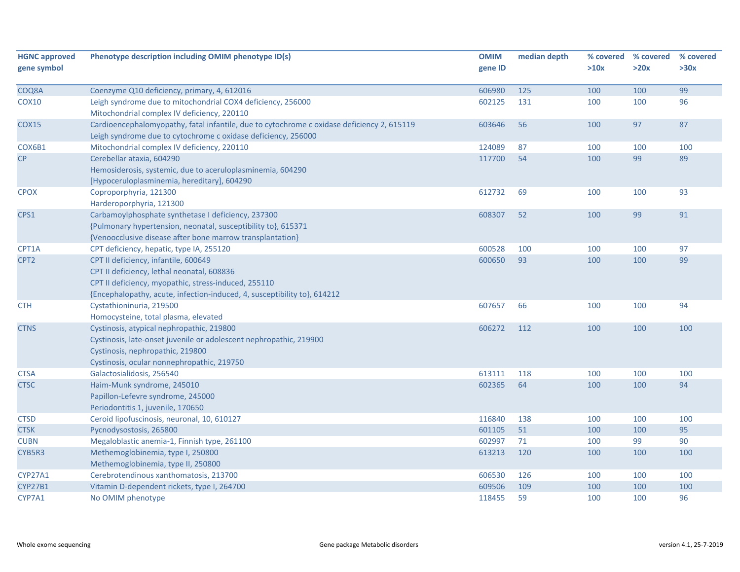| HGNC approved gene symbol | Phenotype description including OMIM phenotype ID(s) | OMIM gene ID | median depth | % covered >10x | % covered >20x | % covered >30x |
|---|---|---|---|---|---|---|
| COQ8A | Coenzyme Q10 deficiency, primary, 4, 612016 | 606980 | 125 | 100 | 100 | 99 |
| COX10 | Leigh syndrome due to mitochondrial COX4 deficiency, 256000<br>Mitochondrial complex IV deficiency, 220110 | 602125 | 131 | 100 | 100 | 96 |
| COX15 | Cardioencephalomyopathy, fatal infantile, due to cytochrome c oxidase deficiency 2, 615119<br>Leigh syndrome due to cytochrome c oxidase deficiency, 256000 | 603646 | 56 | 100 | 97 | 87 |
| COX6B1 | Mitochondrial complex IV deficiency, 220110 | 124089 | 87 | 100 | 100 | 100 |
| CP | Cerebellar ataxia, 604290<br>Hemosiderosis, systemic, due to aceruloplasminemia, 604290<br>[Hypoceruloplasminemia, hereditary], 604290 | 117700 | 54 | 100 | 99 | 89 |
| CPOX | Coproporphyria, 121300<br>Harderoporphyria, 121300 | 612732 | 69 | 100 | 100 | 93 |
| CPS1 | Carbamoylphosphate synthetase I deficiency, 237300<br>{Pulmonary hypertension, neonatal, susceptibility to}, 615371<br>{Venoocclusive disease after bone marrow transplantation} | 608307 | 52 | 100 | 99 | 91 |
| CPT1A | CPT deficiency, hepatic, type IA, 255120 | 600528 | 100 | 100 | 100 | 97 |
| CPT2 | CPT II deficiency, infantile, 600649<br>CPT II deficiency, lethal neonatal, 608836<br>CPT II deficiency, myopathic, stress-induced, 255110<br>{Encephalopathy, acute, infection-induced, 4, susceptibility to}, 614212 | 600650 | 93 | 100 | 100 | 99 |
| CTH | Cystathioninuria, 219500<br>Homocysteine, total plasma, elevated | 607657 | 66 | 100 | 100 | 94 |
| CTNS | Cystinosis, atypical nephropathic, 219800<br>Cystinosis, late-onset juvenile or adolescent nephropathic, 219900<br>Cystinosis, nephropathic, 219800<br>Cystinosis, ocular nonnephropathic, 219750 | 606272 | 112 | 100 | 100 | 100 |
| CTSA | Galactosialidosis, 256540 | 613111 | 118 | 100 | 100 | 100 |
| CTSC | Haim-Munk syndrome, 245010<br>Papillon-Lefevre syndrome, 245000<br>Periodontitis 1, juvenile, 170650 | 602365 | 64 | 100 | 100 | 94 |
| CTSD | Ceroid lipofuscinosis, neuronal, 10, 610127 | 116840 | 138 | 100 | 100 | 100 |
| CTSK | Pycnodysostosis, 265800 | 601105 | 51 | 100 | 100 | 95 |
| CUBN | Megaloblastic anemia-1, Finnish type, 261100 | 602997 | 71 | 100 | 99 | 90 |
| CYB5R3 | Methemoglobinemia, type I, 250800<br>Methemoglobinemia, type II, 250800 | 613213 | 120 | 100 | 100 | 100 |
| CYP27A1 | Cerebrotendinous xanthomatosis, 213700 | 606530 | 126 | 100 | 100 | 100 |
| CYP27B1 | Vitamin D-dependent rickets, type I, 264700 | 609506 | 109 | 100 | 100 | 100 |
| CYP7A1 | No OMIM phenotype | 118455 | 59 | 100 | 100 | 96 |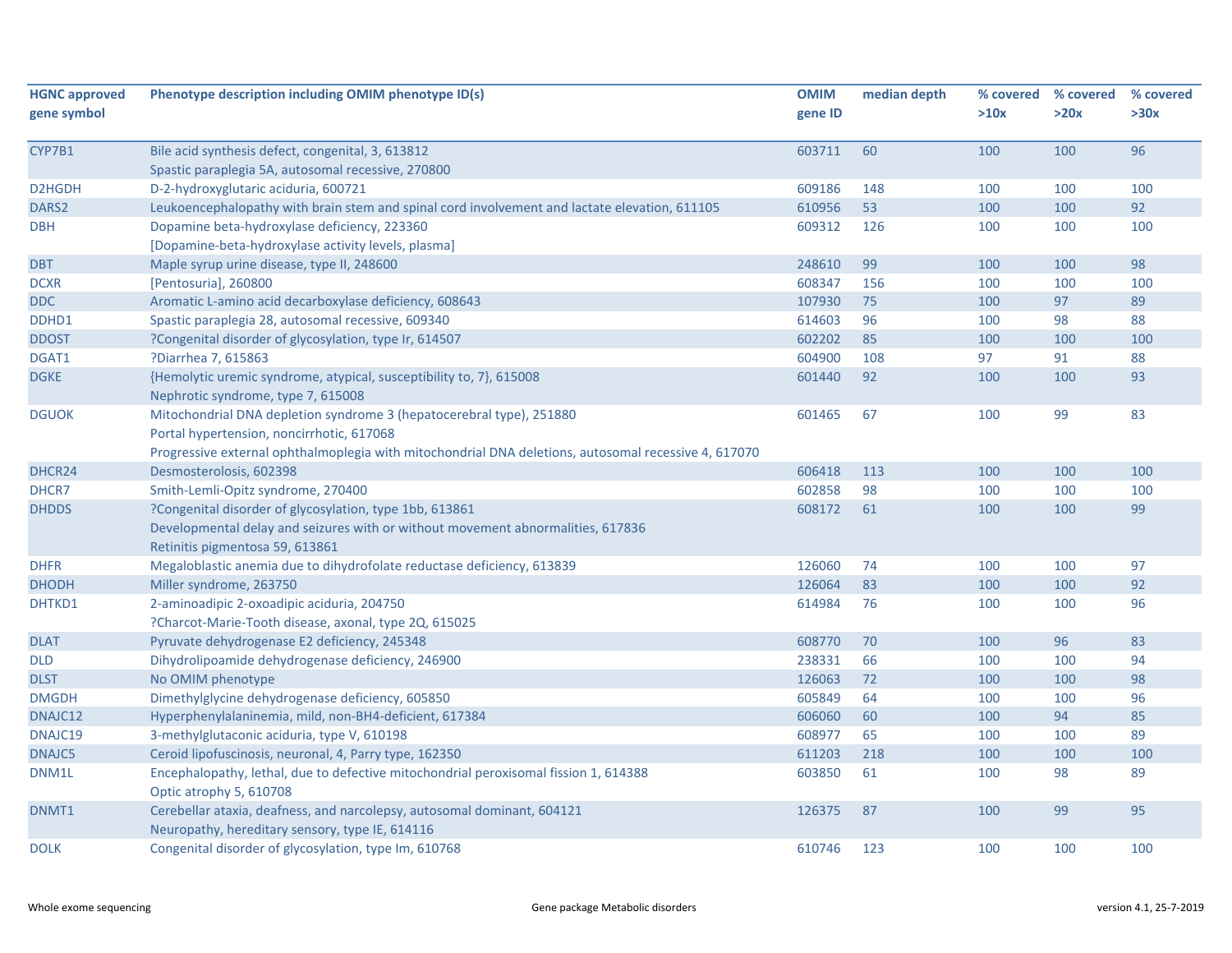| HGNC approved gene symbol | Phenotype description including OMIM phenotype ID(s) | OMIM gene ID | median depth | % covered >10x | % covered >20x | % covered >30x |
|---|---|---|---|---|---|---|
| CYP7B1 | Bile acid synthesis defect, congenital, 3, 613812<br>Spastic paraplegia 5A, autosomal recessive, 270800 | 603711 | 60 | 100 | 100 | 96 |
| D2HGDH | D-2-hydroxyglutaric aciduria, 600721 | 609186 | 148 | 100 | 100 | 100 |
| DARS2 | Leukoencephalopathy with brain stem and spinal cord involvement and lactate elevation, 611105 | 610956 | 53 | 100 | 100 | 92 |
| DBH | Dopamine beta-hydroxylase deficiency, 223360<br>[Dopamine-beta-hydroxylase activity levels, plasma] | 609312 | 126 | 100 | 100 | 100 |
| DBT | Maple syrup urine disease, type II, 248600 | 248610 | 99 | 100 | 100 | 98 |
| DCXR | [Pentosuria], 260800 | 608347 | 156 | 100 | 100 | 100 |
| DDC | Aromatic L-amino acid decarboxylase deficiency, 608643 | 107930 | 75 | 100 | 97 | 89 |
| DDHD1 | Spastic paraplegia 28, autosomal recessive, 609340 | 614603 | 96 | 100 | 98 | 88 |
| DDOST | ?Congenital disorder of glycosylation, type Ir, 614507 | 602202 | 85 | 100 | 100 | 100 |
| DGAT1 | ?Diarrhea 7, 615863 | 604900 | 108 | 97 | 91 | 88 |
| DGKE | {Hemolytic uremic syndrome, atypical, susceptibility to, 7}, 615008<br>Nephrotic syndrome, type 7, 615008 | 601440 | 92 | 100 | 100 | 93 |
| DGUOK | Mitochondrial DNA depletion syndrome 3 (hepatocerebral type), 251880<br>Portal hypertension, noncirrhotic, 617068<br>Progressive external ophthalmoplegia with mitochondrial DNA deletions, autosomal recessive 4, 617070 | 601465 | 67 | 100 | 99 | 83 |
| DHCR24 | Desmosterolosis, 602398 | 606418 | 113 | 100 | 100 | 100 |
| DHCR7 | Smith-Lemli-Opitz syndrome, 270400 | 602858 | 98 | 100 | 100 | 100 |
| DHDDS | ?Congenital disorder of glycosylation, type 1bb, 613861<br>Developmental delay and seizures with or without movement abnormalities, 617836<br>Retinitis pigmentosa 59, 613861 | 608172 | 61 | 100 | 100 | 99 |
| DHFR | Megaloblastic anemia due to dihydrofolate reductase deficiency, 613839 | 126060 | 74 | 100 | 100 | 97 |
| DHODH | Miller syndrome, 263750 | 126064 | 83 | 100 | 100 | 92 |
| DHTKD1 | 2-aminoadipic 2-oxoadipic aciduria, 204750<br>?Charcot-Marie-Tooth disease, axonal, type 2Q, 615025 | 614984 | 76 | 100 | 100 | 96 |
| DLAT | Pyruvate dehydrogenase E2 deficiency, 245348 | 608770 | 70 | 100 | 96 | 83 |
| DLD | Dihydrolipoamide dehydrogenase deficiency, 246900 | 238331 | 66 | 100 | 100 | 94 |
| DLST | No OMIM phenotype | 126063 | 72 | 100 | 100 | 98 |
| DMGDH | Dimethylglycine dehydrogenase deficiency, 605850 | 605849 | 64 | 100 | 100 | 96 |
| DNAJC12 | Hyperphenylalaninemia, mild, non-BH4-deficient, 617384 | 606060 | 60 | 100 | 94 | 85 |
| DNAJC19 | 3-methylglutaconic aciduria, type V, 610198 | 608977 | 65 | 100 | 100 | 89 |
| DNAJC5 | Ceroid lipofuscinosis, neuronal, 4, Parry type, 162350 | 611203 | 218 | 100 | 100 | 100 |
| DNM1L | Encephalopathy, lethal, due to defective mitochondrial peroxisomal fission 1, 614388<br>Optic atrophy 5, 610708 | 603850 | 61 | 100 | 98 | 89 |
| DNMT1 | Cerebellar ataxia, deafness, and narcolepsy, autosomal dominant, 604121<br>Neuropathy, hereditary sensory, type IE, 614116 | 126375 | 87 | 100 | 99 | 95 |
| DOLK | Congenital disorder of glycosylation, type Im, 610768 | 610746 | 123 | 100 | 100 | 100 |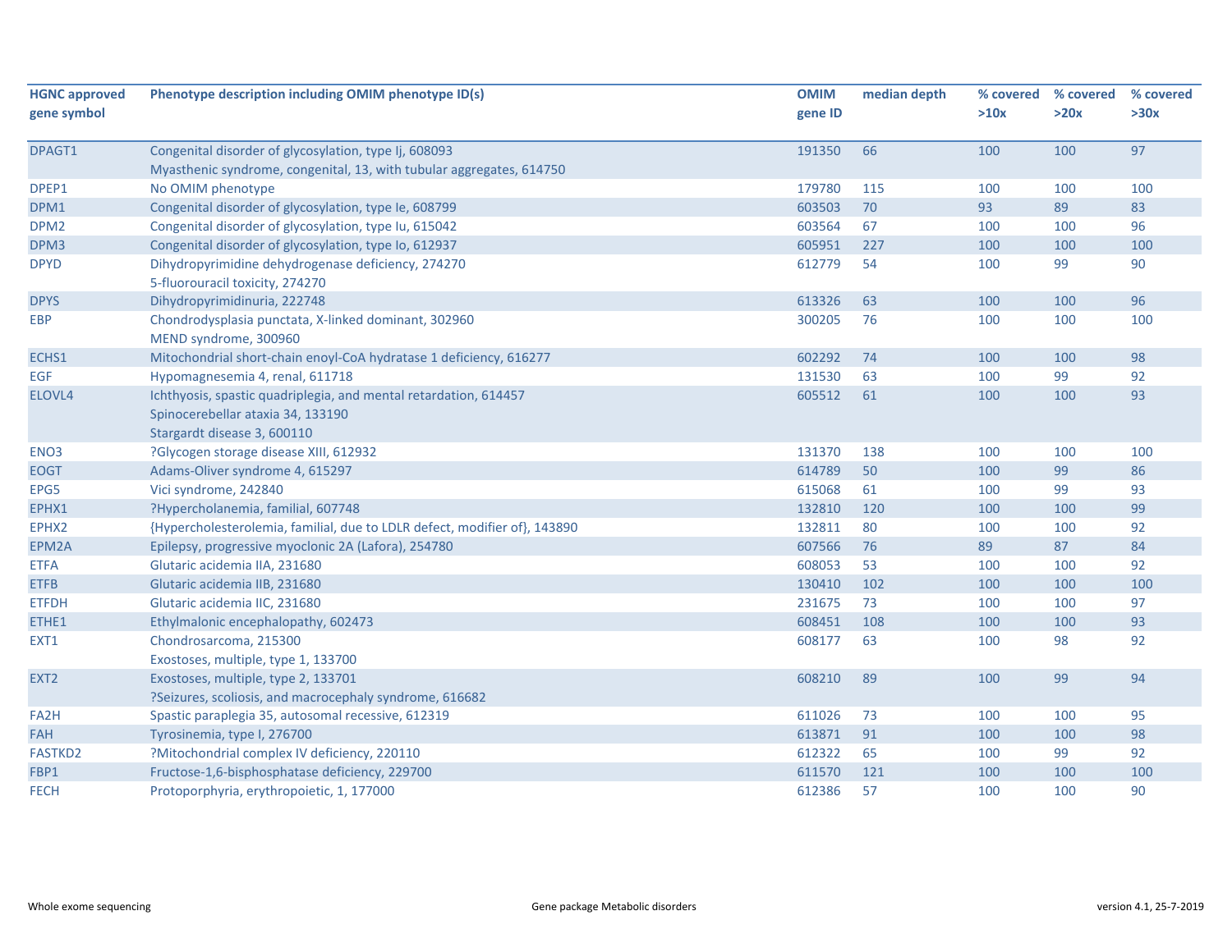| HGNC approved gene symbol | Phenotype description including OMIM phenotype ID(s) | OMIM gene ID | median depth | % covered >10x | % covered >20x | % covered >30x |
|---|---|---|---|---|---|---|
| DPAGT1 | Congenital disorder of glycosylation, type Ij, 608093<br>Myasthenic syndrome, congenital, 13, with tubular aggregates, 614750 | 191350 | 66 | 100 | 100 | 97 |
| DPEP1 | No OMIM phenotype | 179780 | 115 | 100 | 100 | 100 |
| DPM1 | Congenital disorder of glycosylation, type Ie, 608799 | 603503 | 70 | 93 | 89 | 83 |
| DPM2 | Congenital disorder of glycosylation, type Iu, 615042 | 603564 | 67 | 100 | 100 | 96 |
| DPM3 | Congenital disorder of glycosylation, type Io, 612937 | 605951 | 227 | 100 | 100 | 100 |
| DPYD | Dihydropyrimidine dehydrogenase deficiency, 274270<br>5-fluorouracil toxicity, 274270 | 612779 | 54 | 100 | 99 | 90 |
| DPYS | Dihydropyrimidinuria, 222748 | 613326 | 63 | 100 | 100 | 96 |
| EBP | Chondrodysplasia punctata, X-linked dominant, 302960<br>MEND syndrome, 300960 | 300205 | 76 | 100 | 100 | 100 |
| ECHS1 | Mitochondrial short-chain enoyl-CoA hydratase 1 deficiency, 616277 | 602292 | 74 | 100 | 100 | 98 |
| EGF | Hypomagnesemia 4, renal, 611718 | 131530 | 63 | 100 | 99 | 92 |
| ELOVL4 | Ichthyosis, spastic quadriplegia, and mental retardation, 614457<br>Spinocerebellar ataxia 34, 133190<br>Stargardt disease 3, 600110 | 605512 | 61 | 100 | 100 | 93 |
| ENO3 | ?Glycogen storage disease XIII, 612932 | 131370 | 138 | 100 | 100 | 100 |
| EOGT | Adams-Oliver syndrome 4, 615297 | 614789 | 50 | 100 | 99 | 86 |
| EPG5 | Vici syndrome, 242840 | 615068 | 61 | 100 | 99 | 93 |
| EPHX1 | ?Hypercholanemia, familial, 607748 | 132810 | 120 | 100 | 100 | 99 |
| EPHX2 | {Hypercholesterolemia, familial, due to LDLR defect, modifier of}, 143890 | 132811 | 80 | 100 | 100 | 92 |
| EPM2A | Epilepsy, progressive myoclonic 2A (Lafora), 254780 | 607566 | 76 | 89 | 87 | 84 |
| ETFA | Glutaric acidemia IIA, 231680 | 608053 | 53 | 100 | 100 | 92 |
| ETFB | Glutaric acidemia IIB, 231680 | 130410 | 102 | 100 | 100 | 100 |
| ETFDH | Glutaric acidemia IIC, 231680 | 231675 | 73 | 100 | 100 | 97 |
| ETHE1 | Ethylmalonic encephalopathy, 602473 | 608451 | 108 | 100 | 100 | 93 |
| EXT1 | Chondrosarcoma, 215300<br>Exostoses, multiple, type 1, 133700 | 608177 | 63 | 100 | 98 | 92 |
| EXT2 | Exostoses, multiple, type 2, 133701<br>?Seizures, scoliosis, and macrocephaly syndrome, 616682 | 608210 | 89 | 100 | 99 | 94 |
| FA2H | Spastic paraplegia 35, autosomal recessive, 612319 | 611026 | 73 | 100 | 100 | 95 |
| FAH | Tyrosinemia, type I, 276700 | 613871 | 91 | 100 | 100 | 98 |
| FASTKD2 | ?Mitochondrial complex IV deficiency, 220110 | 612322 | 65 | 100 | 99 | 92 |
| FBP1 | Fructose-1,6-bisphosphatase deficiency, 229700 | 611570 | 121 | 100 | 100 | 100 |
| FECH | Protoporphyria, erythropoietic, 1, 177000 | 612386 | 57 | 100 | 100 | 90 |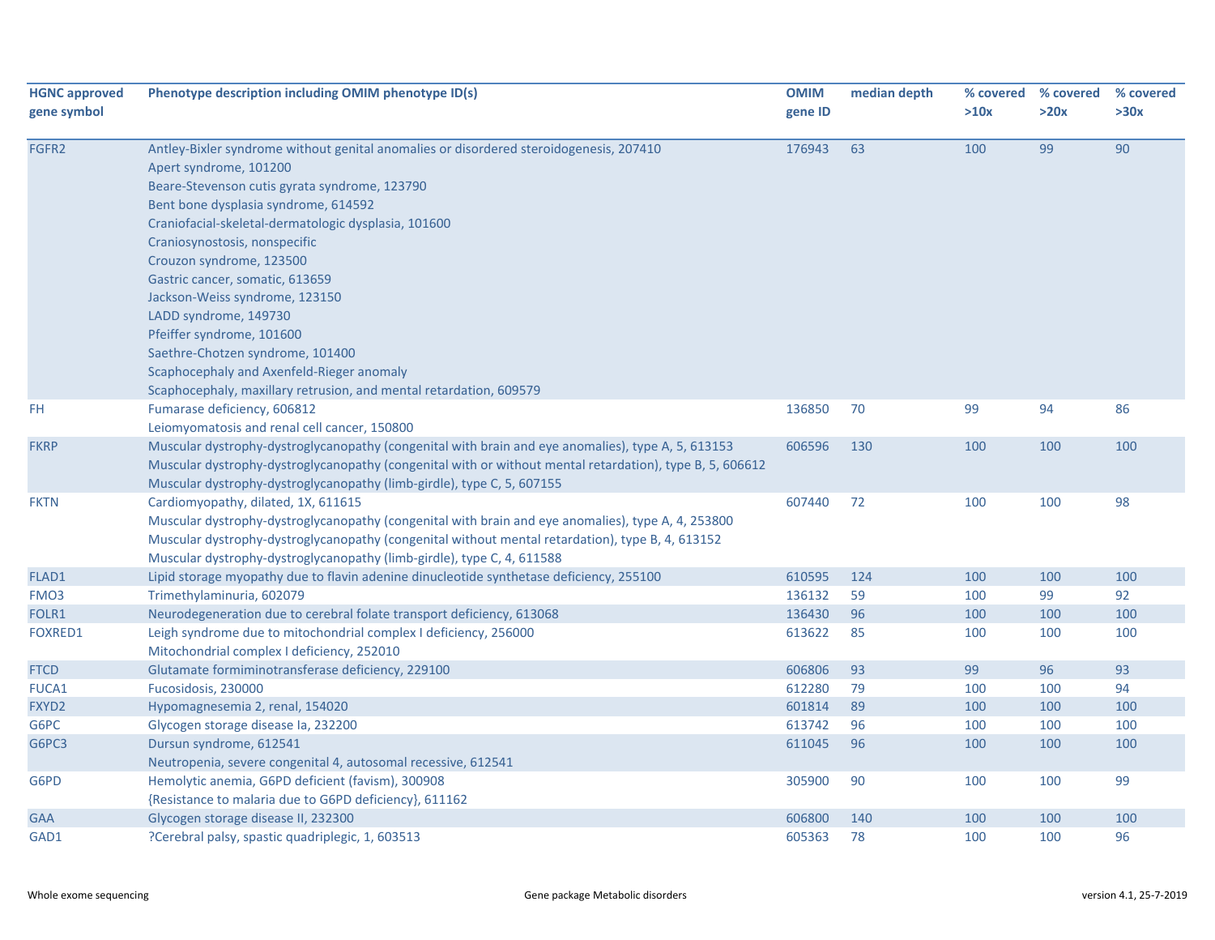| HGNC approved gene symbol | Phenotype description including OMIM phenotype ID(s) | OMIM gene ID | median depth | % covered >10x | % covered >20x | % covered >30x |
|---|---|---|---|---|---|---|
| FGFR2 | Antley-Bixler syndrome without genital anomalies or disordered steroidogenesis, 207410<br>Apert syndrome, 101200<br>Beare-Stevenson cutis gyrata syndrome, 123790<br>Bent bone dysplasia syndrome, 614592<br>Craniofacial-skeletal-dermatologic dysplasia, 101600<br>Craniosynostosis, nonspecific<br>Crouzon syndrome, 123500<br>Gastric cancer, somatic, 613659<br>Jackson-Weiss syndrome, 123150<br>LADD syndrome, 149730<br>Pfeiffer syndrome, 101600<br>Saethre-Chotzen syndrome, 101400<br>Scaphocephaly and Axenfeld-Rieger anomaly<br>Scaphocephaly, maxillary retrusion, and mental retardation, 609579 | 176943 | 63 | 100 | 99 | 90 |
| FH | Fumarase deficiency, 606812<br>Leiomyomatosis and renal cell cancer, 150800 | 136850 | 70 | 99 | 94 | 86 |
| FKRP | Muscular dystrophy-dystroglycanopathy (congenital with brain and eye anomalies), type A, 5, 613153<br>Muscular dystrophy-dystroglycanopathy (congenital with or without mental retardation), type B, 5, 606612<br>Muscular dystrophy-dystroglycanopathy (limb-girdle), type C, 5, 607155 | 606596 | 130 | 100 | 100 | 100 |
| FKTN | Cardiomyopathy, dilated, 1X, 611615<br>Muscular dystrophy-dystroglycanopathy (congenital with brain and eye anomalies), type A, 4, 253800<br>Muscular dystrophy-dystroglycanopathy (congenital without mental retardation), type B, 4, 613152<br>Muscular dystrophy-dystroglycanopathy (limb-girdle), type C, 4, 611588 | 607440 | 72 | 100 | 100 | 98 |
| FLAD1 | Lipid storage myopathy due to flavin adenine dinucleotide synthetase deficiency, 255100 | 610595 | 124 | 100 | 100 | 100 |
| FMO3 | Trimethylaminuria, 602079 | 136132 | 59 | 100 | 99 | 92 |
| FOLR1 | Neurodegeneration due to cerebral folate transport deficiency, 613068 | 136430 | 96 | 100 | 100 | 100 |
| FOXRED1 | Leigh syndrome due to mitochondrial complex I deficiency, 256000<br>Mitochondrial complex I deficiency, 252010 | 613622 | 85 | 100 | 100 | 100 |
| FTCD | Glutamate formiminotransferase deficiency, 229100 | 606806 | 93 | 99 | 96 | 93 |
| FUCA1 | Fucosidosis, 230000 | 612280 | 79 | 100 | 100 | 94 |
| FXYD2 | Hypomagnesemia 2, renal, 154020 | 601814 | 89 | 100 | 100 | 100 |
| G6PC | Glycogen storage disease Ia, 232200 | 613742 | 96 | 100 | 100 | 100 |
| G6PC3 | Dursun syndrome, 612541<br>Neutropenia, severe congenital 4, autosomal recessive, 612541 | 611045 | 96 | 100 | 100 | 100 |
| G6PD | Hemolytic anemia, G6PD deficient (favism), 300908<br>{Resistance to malaria due to G6PD deficiency}, 611162 | 305900 | 90 | 100 | 100 | 99 |
| GAA | Glycogen storage disease II, 232300 | 606800 | 140 | 100 | 100 | 100 |
| GAD1 | ?Cerebral palsy, spastic quadriplegic, 1, 603513 | 605363 | 78 | 100 | 100 | 96 |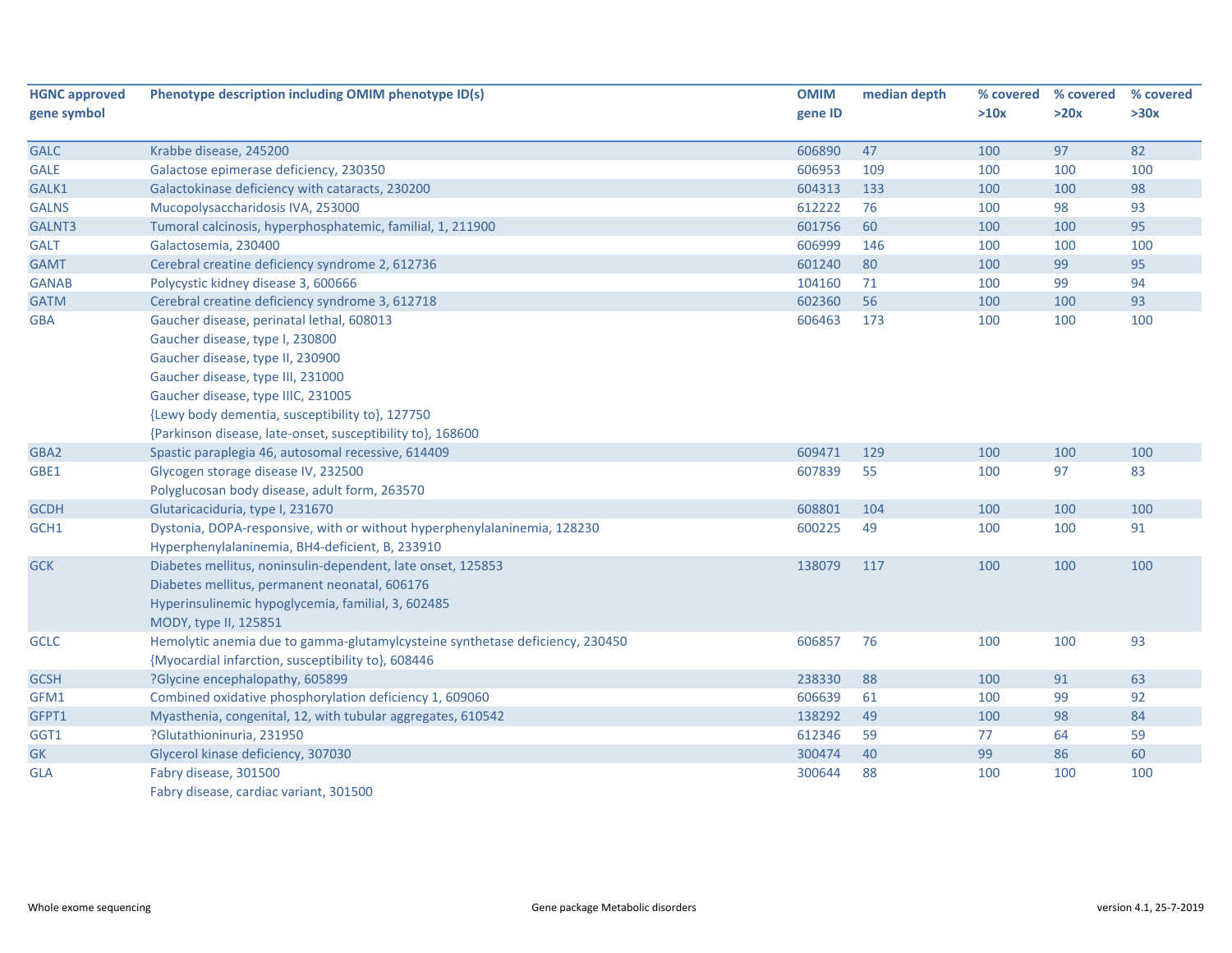| HGNC approved gene symbol | Phenotype description including OMIM phenotype ID(s) | OMIM gene ID | median depth | % covered >10x | % covered >20x | % covered >30x |
|---|---|---|---|---|---|---|
| GALC | Krabbe disease, 245200 | 606890 | 47 | 100 | 97 | 82 |
| GALE | Galactose epimerase deficiency, 230350 | 606953 | 109 | 100 | 100 | 100 |
| GALK1 | Galactokinase deficiency with cataracts, 230200 | 604313 | 133 | 100 | 100 | 98 |
| GALNS | Mucopolysaccharidosis IVA, 253000 | 612222 | 76 | 100 | 98 | 93 |
| GALNT3 | Tumoral calcinosis, hyperphosphatemic, familial, 1, 211900 | 601756 | 60 | 100 | 100 | 95 |
| GALT | Galactosemia, 230400 | 606999 | 146 | 100 | 100 | 100 |
| GAMT | Cerebral creatine deficiency syndrome 2, 612736 | 601240 | 80 | 100 | 99 | 95 |
| GANAB | Polycystic kidney disease 3, 600666 | 104160 | 71 | 100 | 99 | 94 |
| GATM | Cerebral creatine deficiency syndrome 3, 612718 | 602360 | 56 | 100 | 100 | 93 |
| GBA | Gaucher disease, perinatal lethal, 608013<br>Gaucher disease, type I, 230800<br>Gaucher disease, type II, 230900<br>Gaucher disease, type III, 231000<br>Gaucher disease, type IIIC, 231005<br>{Lewy body dementia, susceptibility to}, 127750<br>{Parkinson disease, late-onset, susceptibility to}, 168600 | 606463 | 173 | 100 | 100 | 100 |
| GBA2 | Spastic paraplegia 46, autosomal recessive, 614409 | 609471 | 129 | 100 | 100 | 100 |
| GBE1 | Glycogen storage disease IV, 232500<br>Polyglucosan body disease, adult form, 263570 | 607839 | 55 | 100 | 97 | 83 |
| GCDH | Glutaricaciduria, type I, 231670 | 608801 | 104 | 100 | 100 | 100 |
| GCH1 | Dystonia, DOPA-responsive, with or without hyperphenylalaninemia, 128230<br>Hyperphenylalaninemia, BH4-deficient, B, 233910 | 600225 | 49 | 100 | 100 | 91 |
| GCK | Diabetes mellitus, noninsulin-dependent, late onset, 125853<br>Diabetes mellitus, permanent neonatal, 606176<br>Hyperinsulinemic hypoglycemia, familial, 3, 602485<br>MODY, type II, 125851 | 138079 | 117 | 100 | 100 | 100 |
| GCLC | Hemolytic anemia due to gamma-glutamylcysteine synthetase deficiency, 230450<br>{Myocardial infarction, susceptibility to}, 608446 | 606857 | 76 | 100 | 100 | 93 |
| GCSH | ?Glycine encephalopathy, 605899 | 238330 | 88 | 100 | 91 | 63 |
| GFM1 | Combined oxidative phosphorylation deficiency 1, 609060 | 606639 | 61 | 100 | 99 | 92 |
| GFPT1 | Myasthenia, congenital, 12, with tubular aggregates, 610542 | 138292 | 49 | 100 | 98 | 84 |
| GGT1 | ?Glutathioninuria, 231950 | 612346 | 59 | 77 | 64 | 59 |
| GK | Glycerol kinase deficiency, 307030 | 300474 | 40 | 99 | 86 | 60 |
| GLA | Fabry disease, 301500<br>Fabry disease, cardiac variant, 301500 | 300644 | 88 | 100 | 100 | 100 |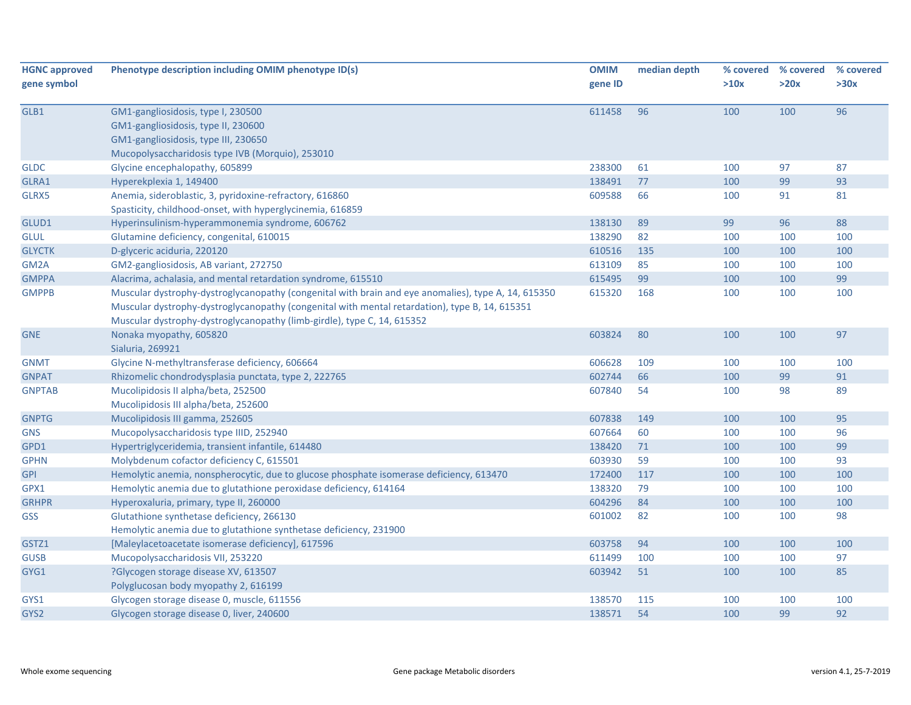| HGNC approved gene symbol | Phenotype description including OMIM phenotype ID(s) | OMIM gene ID | median depth | % covered >10x | % covered >20x | % covered >30x |
|---|---|---|---|---|---|---|
| GLB1 | GM1-gangliosidosis, type I, 230500<br>GM1-gangliosidosis, type II, 230600<br>GM1-gangliosidosis, type III, 230650<br>Mucopolysaccharidosis type IVB (Morquio), 253010 | 611458 | 96 | 100 | 100 | 96 |
| GLDC | Glycine encephalopathy, 605899 | 238300 | 61 | 100 | 97 | 87 |
| GLRA1 | Hyperekplexia 1, 149400 | 138491 | 77 | 100 | 99 | 93 |
| GLRX5 | Anemia, sideroblastic, 3, pyridoxine-refractory, 616860<br>Spasticity, childhood-onset, with hyperglycinemia, 616859 | 609588 | 66 | 100 | 91 | 81 |
| GLUD1 | Hyperinsulinism-hyperammonemia syndrome, 606762 | 138130 | 89 | 99 | 96 | 88 |
| GLUL | Glutamine deficiency, congenital, 610015 | 138290 | 82 | 100 | 100 | 100 |
| GLYCTK | D-glyceric aciduria, 220120 | 610516 | 135 | 100 | 100 | 100 |
| GM2A | GM2-gangliosidosis, AB variant, 272750 | 613109 | 85 | 100 | 100 | 100 |
| GMPPA | Alacrima, achalasia, and mental retardation syndrome, 615510 | 615495 | 99 | 100 | 100 | 99 |
| GMPPB | Muscular dystrophy-dystroglycanopathy (congenital with brain and eye anomalies), type A, 14, 615350<br>Muscular dystrophy-dystroglycanopathy (congenital with mental retardation), type B, 14, 615351<br>Muscular dystrophy-dystroglycanopathy (limb-girdle), type C, 14, 615352 | 615320 | 168 | 100 | 100 | 100 |
| GNE | Nonaka myopathy, 605820<br>Sialuria, 269921 | 603824 | 80 | 100 | 100 | 97 |
| GNMT | Glycine N-methyltransferase deficiency, 606664 | 606628 | 109 | 100 | 100 | 100 |
| GNPAT | Rhizomelic chondrodysplasia punctata, type 2, 222765 | 602744 | 66 | 100 | 99 | 91 |
| GNPTAB | Mucolipidosis II alpha/beta, 252500<br>Mucolipidosis III alpha/beta, 252600 | 607840 | 54 | 100 | 98 | 89 |
| GNPTG | Mucolipidosis III gamma, 252605 | 607838 | 149 | 100 | 100 | 95 |
| GNS | Mucopolysaccharidosis type IIID, 252940 | 607664 | 60 | 100 | 100 | 96 |
| GPD1 | Hypertriglyceridemia, transient infantile, 614480 | 138420 | 71 | 100 | 100 | 99 |
| GPHN | Molybdenum cofactor deficiency C, 615501 | 603930 | 59 | 100 | 100 | 93 |
| GPI | Hemolytic anemia, nonspherocytic, due to glucose phosphate isomerase deficiency, 613470 | 172400 | 117 | 100 | 100 | 100 |
| GPX1 | Hemolytic anemia due to glutathione peroxidase deficiency, 614164 | 138320 | 79 | 100 | 100 | 100 |
| GRHPR | Hyperoxaluria, primary, type II, 260000 | 604296 | 84 | 100 | 100 | 100 |
| GSS | Glutathione synthetase deficiency, 266130<br>Hemolytic anemia due to glutathione synthetase deficiency, 231900 | 601002 | 82 | 100 | 100 | 98 |
| GSTZ1 | [Maleylacetoacetate isomerase deficiency], 617596 | 603758 | 94 | 100 | 100 | 100 |
| GUSB | Mucopolysaccharidosis VII, 253220 | 611499 | 100 | 100 | 100 | 97 |
| GYG1 | ?Glycogen storage disease XV, 613507<br>Polyglucosan body myopathy 2, 616199 | 603942 | 51 | 100 | 100 | 85 |
| GYS1 | Glycogen storage disease 0, muscle, 611556 | 138570 | 115 | 100 | 100 | 100 |
| GYS2 | Glycogen storage disease 0, liver, 240600 | 138571 | 54 | 100 | 99 | 92 |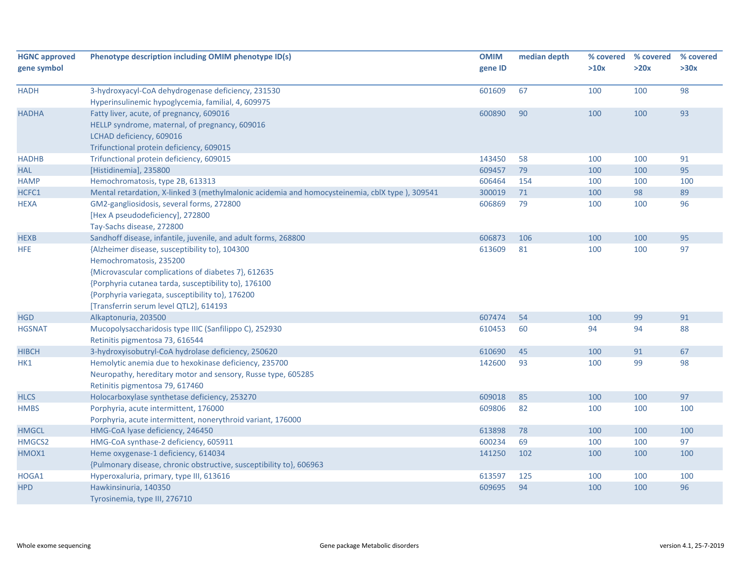| HGNC approved gene symbol | Phenotype description including OMIM phenotype ID(s) | OMIM gene ID | median depth | % covered >10x | % covered >20x | % covered >30x |
|---|---|---|---|---|---|---|
| HADH | 3-hydroxyacyl-CoA dehydrogenase deficiency, 231530<br>Hyperinsulinemic hypoglycemia, familial, 4, 609975 | 601609 | 67 | 100 | 100 | 98 |
| HADHA | Fatty liver, acute, of pregnancy, 609016<br>HELLP syndrome, maternal, of pregnancy, 609016<br>LCHAD deficiency, 609016<br>Trifunctional protein deficiency, 609015 | 600890 | 90 | 100 | 100 | 93 |
| HADHB | Trifunctional protein deficiency, 609015 | 143450 | 58 | 100 | 100 | 91 |
| HAL | [Histidinemia], 235800 | 609457 | 79 | 100 | 100 | 95 |
| HAMP | Hemochromatosis, type 2B, 613313 | 606464 | 154 | 100 | 100 | 100 |
| HCFC1 | Mental retardation, X-linked 3 (methylmalonic acidemia and homocysteinemia, cblX type ), 309541 | 300019 | 71 | 100 | 98 | 89 |
| HEXA | GM2-gangliosidosis, several forms, 272800<br>[Hex A pseudodeficiency], 272800<br>Tay-Sachs disease, 272800 | 606869 | 79 | 100 | 100 | 96 |
| HEXB | Sandhoff disease, infantile, juvenile, and adult forms, 268800 | 606873 | 106 | 100 | 100 | 95 |
| HFE | {Alzheimer disease, susceptibility to}, 104300<br>Hemochromatosis, 235200<br>{Microvascular complications of diabetes 7}, 612635<br>{Porphyria cutanea tarda, susceptibility to}, 176100<br>{Porphyria variegata, susceptibility to}, 176200<br>[Transferrin serum level QTL2], 614193 | 613609 | 81 | 100 | 100 | 97 |
| HGD | Alkaptonuria, 203500 | 607474 | 54 | 100 | 99 | 91 |
| HGSNAT | Mucopolysaccharidosis type IIIC (Sanfilippo C), 252930<br>Retinitis pigmentosa 73, 616544 | 610453 | 60 | 94 | 94 | 88 |
| HIBCH | 3-hydroxyisobutyryl-CoA hydrolase deficiency, 250620 | 610690 | 45 | 100 | 91 | 67 |
| HK1 | Hemolytic anemia due to hexokinase deficiency, 235700<br>Neuropathy, hereditary motor and sensory, Russe type, 605285<br>Retinitis pigmentosa 79, 617460 | 142600 | 93 | 100 | 99 | 98 |
| HLCS | Holocarboxylase synthetase deficiency, 253270 | 609018 | 85 | 100 | 100 | 97 |
| HMBS | Porphyria, acute intermittent, 176000<br>Porphyria, acute intermittent, nonerythroid variant, 176000 | 609806 | 82 | 100 | 100 | 100 |
| HMGCL | HMG-CoA lyase deficiency, 246450 | 613898 | 78 | 100 | 100 | 100 |
| HMGCS2 | HMG-CoA synthase-2 deficiency, 605911 | 600234 | 69 | 100 | 100 | 97 |
| HMOX1 | Heme oxygenase-1 deficiency, 614034<br>{Pulmonary disease, chronic obstructive, susceptibility to}, 606963 | 141250 | 102 | 100 | 100 | 100 |
| HOGA1 | Hyperoxaluria, primary, type III, 613616 | 613597 | 125 | 100 | 100 | 100 |
| HPD | Hawkinsinuria, 140350<br>Tyrosinemia, type III, 276710 | 609695 | 94 | 100 | 100 | 96 |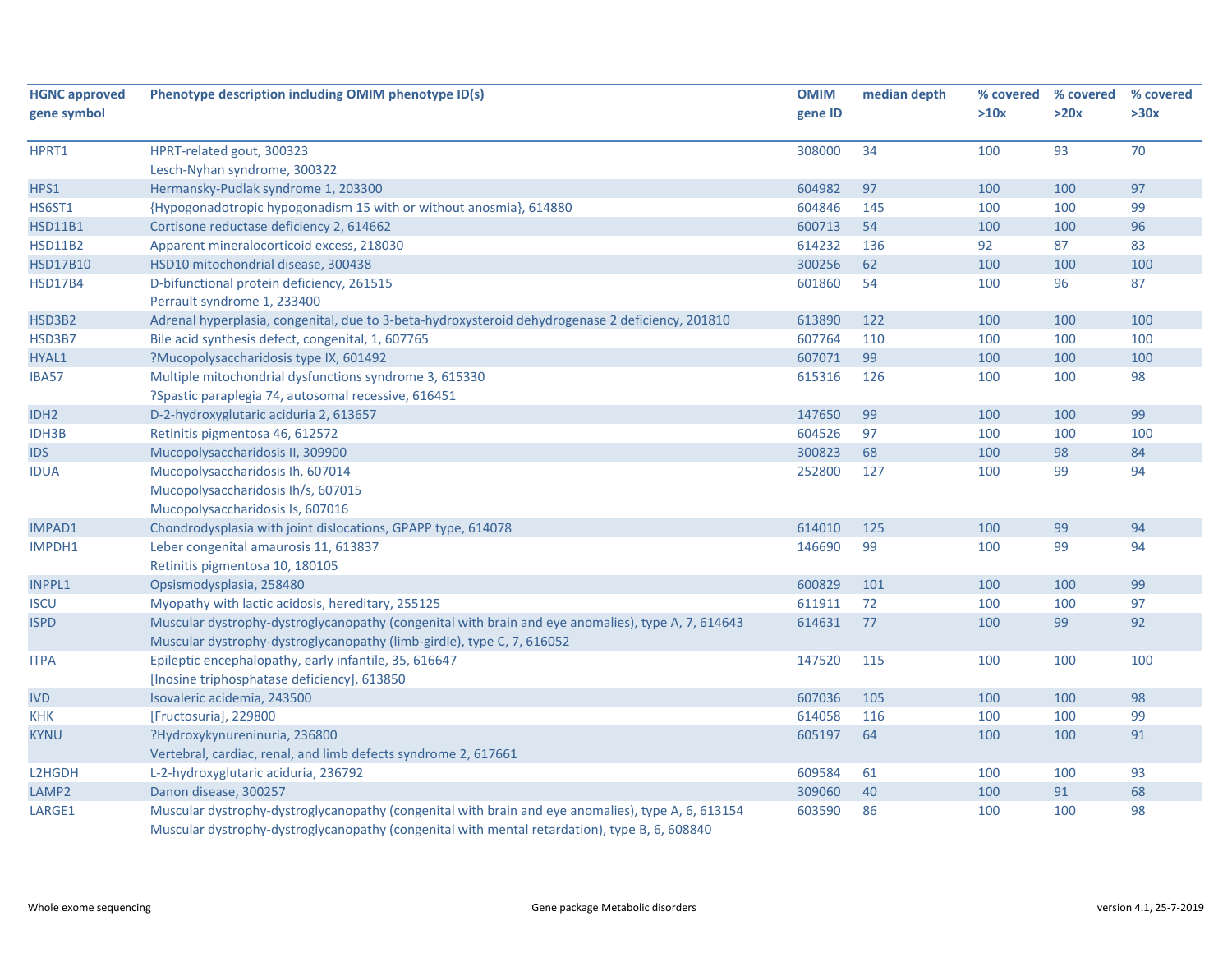| HGNC approved gene symbol | Phenotype description including OMIM phenotype ID(s) | OMIM gene ID | median depth | % covered >10x | % covered >20x | % covered >30x |
|---|---|---|---|---|---|---|
| HPRT1 | HPRT-related gout, 300323<br>Lesch-Nyhan syndrome, 300322 | 308000 | 34 | 100 | 93 | 70 |
| HPS1 | Hermansky-Pudlak syndrome 1, 203300 | 604982 | 97 | 100 | 100 | 97 |
| HS6ST1 | {Hypogonadotropic hypogonadism 15 with or without anosmia}, 614880 | 604846 | 145 | 100 | 100 | 99 |
| HSD11B1 | Cortisone reductase deficiency 2, 614662 | 600713 | 54 | 100 | 100 | 96 |
| HSD11B2 | Apparent mineralocorticoid excess, 218030 | 614232 | 136 | 92 | 87 | 83 |
| HSD17B10 | HSD10 mitochondrial disease, 300438 | 300256 | 62 | 100 | 100 | 100 |
| HSD17B4 | D-bifunctional protein deficiency, 261515<br>Perrault syndrome 1, 233400 | 601860 | 54 | 100 | 96 | 87 |
| HSD3B2 | Adrenal hyperplasia, congenital, due to 3-beta-hydroxysteroid dehydrogenase 2 deficiency, 201810 | 613890 | 122 | 100 | 100 | 100 |
| HSD3B7 | Bile acid synthesis defect, congenital, 1, 607765 | 607764 | 110 | 100 | 100 | 100 |
| HYAL1 | ?Mucopolysaccharidosis type IX, 601492 | 607071 | 99 | 100 | 100 | 100 |
| IBA57 | Multiple mitochondrial dysfunctions syndrome 3, 615330<br>?Spastic paraplegia 74, autosomal recessive, 616451 | 615316 | 126 | 100 | 100 | 98 |
| IDH2 | D-2-hydroxyglutaric aciduria 2, 613657 | 147650 | 99 | 100 | 100 | 99 |
| IDH3B | Retinitis pigmentosa 46, 612572 | 604526 | 97 | 100 | 100 | 100 |
| IDS | Mucopolysaccharidosis II, 309900 | 300823 | 68 | 100 | 98 | 84 |
| IDUA | Mucopolysaccharidosis Ih, 607014<br>Mucopolysaccharidosis Ih/s, 607015<br>Mucopolysaccharidosis Is, 607016 | 252800 | 127 | 100 | 99 | 94 |
| IMPAD1 | Chondrodysplasia with joint dislocations, GPAPP type, 614078 | 614010 | 125 | 100 | 99 | 94 |
| IMPDH1 | Leber congenital amaurosis 11, 613837<br>Retinitis pigmentosa 10, 180105 | 146690 | 99 | 100 | 99 | 94 |
| INPPL1 | Opsismodysplasia, 258480 | 600829 | 101 | 100 | 100 | 99 |
| ISCU | Myopathy with lactic acidosis, hereditary, 255125 | 611911 | 72 | 100 | 100 | 97 |
| ISPD | Muscular dystrophy-dystroglycanopathy (congenital with brain and eye anomalies), type A, 7, 614643<br>Muscular dystrophy-dystroglycanopathy (limb-girdle), type C, 7, 616052 | 614631 | 77 | 100 | 99 | 92 |
| ITPA | Epileptic encephalopathy, early infantile, 35, 616647<br>[Inosine triphosphatase deficiency], 613850 | 147520 | 115 | 100 | 100 | 100 |
| IVD | Isovaleric acidemia, 243500 | 607036 | 105 | 100 | 100 | 98 |
| KHK | [Fructosuria], 229800 | 614058 | 116 | 100 | 100 | 99 |
| KYNU | ?Hydroxykynureninuria, 236800<br>Vertebral, cardiac, renal, and limb defects syndrome 2, 617661 | 605197 | 64 | 100 | 100 | 91 |
| L2HGDH | L-2-hydroxyglutaric aciduria, 236792 | 609584 | 61 | 100 | 100 | 93 |
| LAMP2 | Danon disease, 300257 | 309060 | 40 | 100 | 91 | 68 |
| LARGE1 | Muscular dystrophy-dystroglycanopathy (congenital with brain and eye anomalies), type A, 6, 613154<br>Muscular dystrophy-dystroglycanopathy (congenital with mental retardation), type B, 6, 608840 | 603590 | 86 | 100 | 100 | 98 |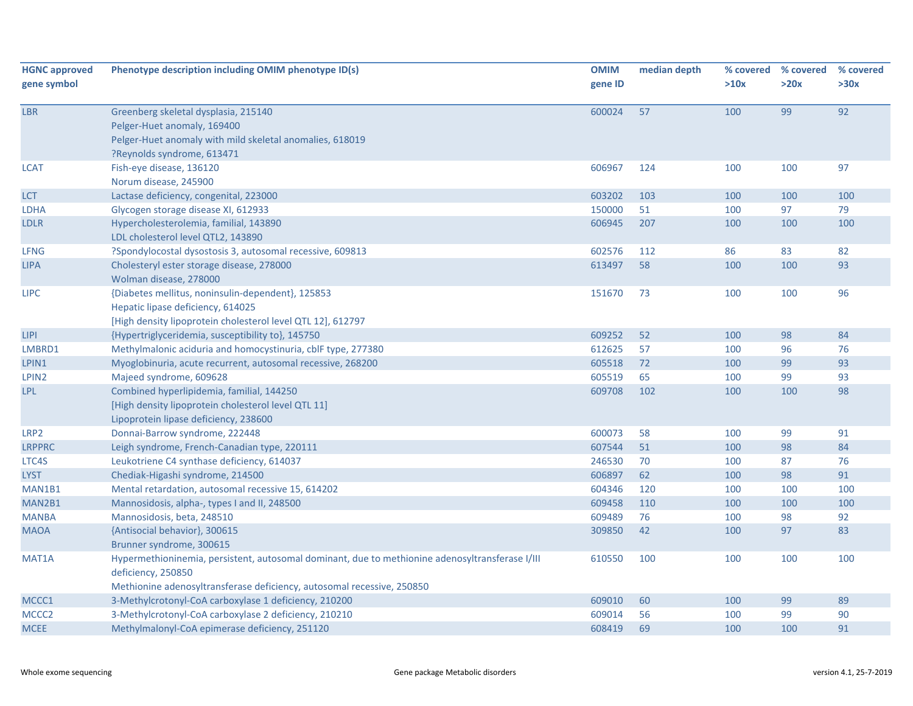| HGNC approved gene symbol | Phenotype description including OMIM phenotype ID(s) | OMIM gene ID | median depth | % covered >10x | % covered >20x | % covered >30x |
|---|---|---|---|---|---|---|
| LBR | Greenberg skeletal dysplasia, 215140<br>Pelger-Huet anomaly, 169400<br>Pelger-Huet anomaly with mild skeletal anomalies, 618019<br>?Reynolds syndrome, 613471 | 600024 | 57 | 100 | 99 | 92 |
| LCAT | Fish-eye disease, 136120<br>Norum disease, 245900 | 606967 | 124 | 100 | 100 | 97 |
| LCT | Lactase deficiency, congenital, 223000 | 603202 | 103 | 100 | 100 | 100 |
| LDHA | Glycogen storage disease XI, 612933 | 150000 | 51 | 100 | 97 | 79 |
| LDLR | Hypercholesterolemia, familial, 143890<br>LDL cholesterol level QTL2, 143890 | 606945 | 207 | 100 | 100 | 100 |
| LFNG | ?Spondylocostal dysostosis 3, autosomal recessive, 609813 | 602576 | 112 | 86 | 83 | 82 |
| LIPA | Cholesteryl ester storage disease, 278000<br>Wolman disease, 278000 | 613497 | 58 | 100 | 100 | 93 |
| LIPC | {Diabetes mellitus, noninsulin-dependent}, 125853<br>Hepatic lipase deficiency, 614025<br>[High density lipoprotein cholesterol level QTL 12], 612797 | 151670 | 73 | 100 | 100 | 96 |
| LIPI | {Hypertriglyceridemia, susceptibility to}, 145750 | 609252 | 52 | 100 | 98 | 84 |
| LMBRD1 | Methylmalonic aciduria and homocystinuria, cblF type, 277380 | 612625 | 57 | 100 | 96 | 76 |
| LPIN1 | Myoglobinuria, acute recurrent, autosomal recessive, 268200 | 605518 | 72 | 100 | 99 | 93 |
| LPIN2 | Majeed syndrome, 609628 | 605519 | 65 | 100 | 99 | 93 |
| LPL | Combined hyperlipidemia, familial, 144250<br>[High density lipoprotein cholesterol level QTL 11]<br>Lipoprotein lipase deficiency, 238600 | 609708 | 102 | 100 | 100 | 98 |
| LRP2 | Donnai-Barrow syndrome, 222448 | 600073 | 58 | 100 | 99 | 91 |
| LRPPRC | Leigh syndrome, French-Canadian type, 220111 | 607544 | 51 | 100 | 98 | 84 |
| LTC4S | Leukotriene C4 synthase deficiency, 614037 | 246530 | 70 | 100 | 87 | 76 |
| LYST | Chediak-Higashi syndrome, 214500 | 606897 | 62 | 100 | 98 | 91 |
| MAN1B1 | Mental retardation, autosomal recessive 15, 614202 | 604346 | 120 | 100 | 100 | 100 |
| MAN2B1 | Mannosidosis, alpha-, types I and II, 248500 | 609458 | 110 | 100 | 100 | 100 |
| MANBA | Mannosidosis, beta, 248510 | 609489 | 76 | 100 | 98 | 92 |
| MAOA | {Antisocial behavior}, 300615<br>Brunner syndrome, 300615 | 309850 | 42 | 100 | 97 | 83 |
| MAT1A | Hypermethioninemia, persistent, autosomal dominant, due to methionine adenosyltransferase I/III deficiency, 250850<br>Methionine adenosyltransferase deficiency, autosomal recessive, 250850 | 610550 | 100 | 100 | 100 | 100 |
| MCCC1 | 3-Methylcrotonyl-CoA carboxylase 1 deficiency, 210200 | 609010 | 60 | 100 | 99 | 89 |
| MCCC2 | 3-Methylcrotonyl-CoA carboxylase 2 deficiency, 210210 | 609014 | 56 | 100 | 99 | 90 |
| MCEE | Methylmalonyl-CoA epimerase deficiency, 251120 | 608419 | 69 | 100 | 100 | 91 |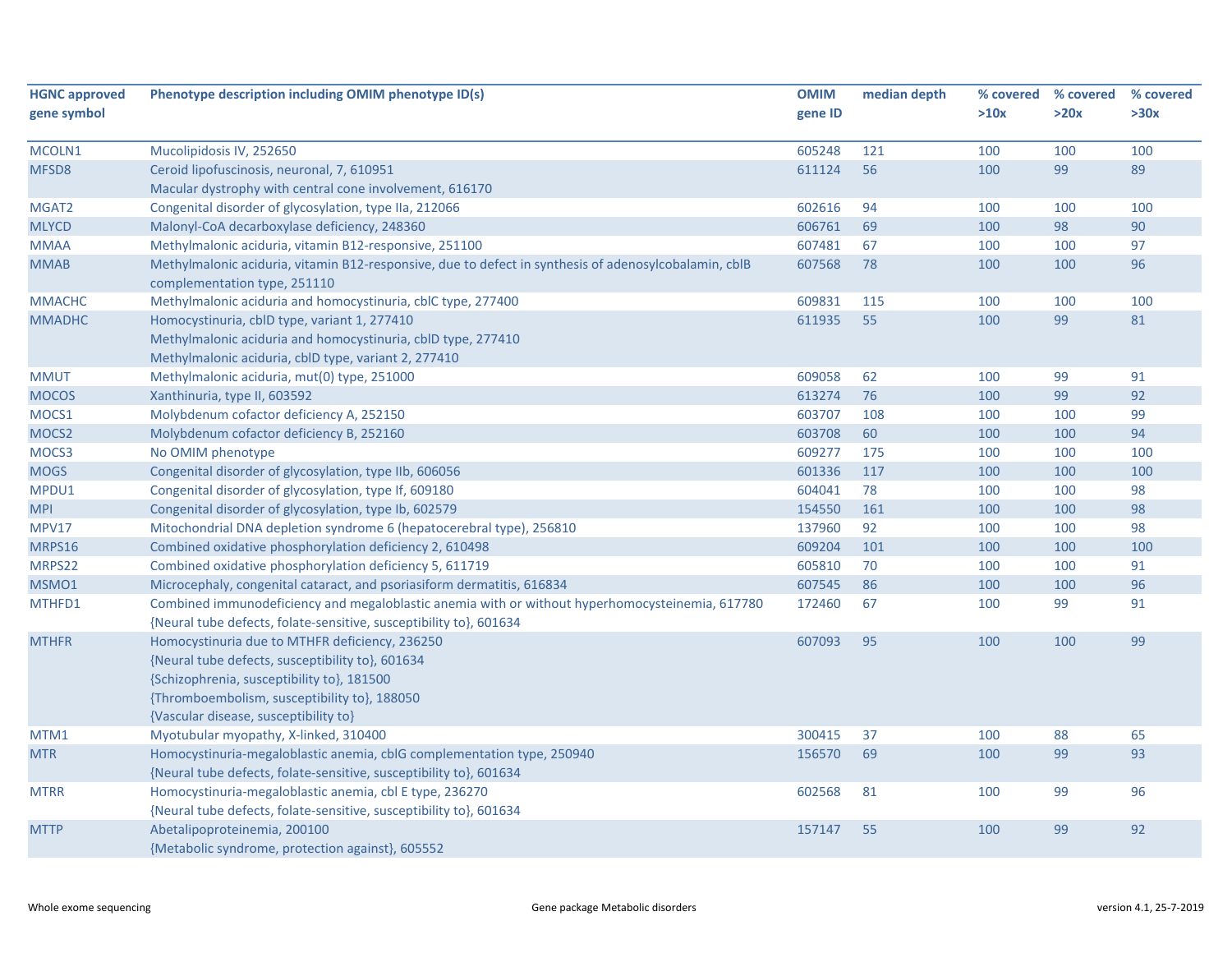| HGNC approved gene symbol | Phenotype description including OMIM phenotype ID(s) | OMIM gene ID | median depth | % covered >10x | % covered >20x | % covered >30x |
|---|---|---|---|---|---|---|
| MCOLN1 | Mucolipidosis IV, 252650 | 605248 | 121 | 100 | 100 | 100 |
| MFSD8 | Ceroid lipofuscinosis, neuronal, 7, 610951<br>Macular dystrophy with central cone involvement, 616170 | 611124 | 56 | 100 | 99 | 89 |
| MGAT2 | Congenital disorder of glycosylation, type IIa, 212066 | 602616 | 94 | 100 | 100 | 100 |
| MLYCD | Malonyl-CoA decarboxylase deficiency, 248360 | 606761 | 69 | 100 | 98 | 90 |
| MMAA | Methylmalonic aciduria, vitamin B12-responsive, 251100 | 607481 | 67 | 100 | 100 | 97 |
| MMAB | Methylmalonic aciduria, vitamin B12-responsive, due to defect in synthesis of adenosylcobalamin, cblB complementation type, 251110 | 607568 | 78 | 100 | 100 | 96 |
| MMACHC | Methylmalonic aciduria and homocystinuria, cblC type, 277400 | 609831 | 115 | 100 | 100 | 100 |
| MMADHC | Homocystinuria, cblD type, variant 1, 277410<br>Methylmalonic aciduria and homocystinuria, cblD type, 277410<br>Methylmalonic aciduria, cblD type, variant 2, 277410 | 611935 | 55 | 100 | 99 | 81 |
| MMUT | Methylmalonic aciduria, mut(0) type, 251000 | 609058 | 62 | 100 | 99 | 91 |
| MOCOS | Xanthinuria, type II, 603592 | 613274 | 76 | 100 | 99 | 92 |
| MOCS1 | Molybdenum cofactor deficiency A, 252150 | 603707 | 108 | 100 | 100 | 99 |
| MOCS2 | Molybdenum cofactor deficiency B, 252160 | 603708 | 60 | 100 | 100 | 94 |
| MOCS3 | No OMIM phenotype | 609277 | 175 | 100 | 100 | 100 |
| MOGS | Congenital disorder of glycosylation, type IIb, 606056 | 601336 | 117 | 100 | 100 | 100 |
| MPDU1 | Congenital disorder of glycosylation, type If, 609180 | 604041 | 78 | 100 | 100 | 98 |
| MPI | Congenital disorder of glycosylation, type Ib, 602579 | 154550 | 161 | 100 | 100 | 98 |
| MPV17 | Mitochondrial DNA depletion syndrome 6 (hepatocerebral type), 256810 | 137960 | 92 | 100 | 100 | 98 |
| MRPS16 | Combined oxidative phosphorylation deficiency 2, 610498 | 609204 | 101 | 100 | 100 | 100 |
| MRPS22 | Combined oxidative phosphorylation deficiency 5, 611719 | 605810 | 70 | 100 | 100 | 91 |
| MSMO1 | Microcephaly, congenital cataract, and psoriasiform dermatitis, 616834 | 607545 | 86 | 100 | 100 | 96 |
| MTHFD1 | Combined immunodeficiency and megaloblastic anemia with or without hyperhomocysteinemia, 617780<br>{Neural tube defects, folate-sensitive, susceptibility to}, 601634 | 172460 | 67 | 100 | 99 | 91 |
| MTHFR | Homocystinuria due to MTHFR deficiency, 236250<br>{Neural tube defects, susceptibility to}, 601634<br>{Schizophrenia, susceptibility to}, 181500<br>{Thromboembolism, susceptibility to}, 188050<br>{Vascular disease, susceptibility to} | 607093 | 95 | 100 | 100 | 99 |
| MTM1 | Myotubular myopathy, X-linked, 310400 | 300415 | 37 | 100 | 88 | 65 |
| MTR | Homocystinuria-megaloblastic anemia, cblG complementation type, 250940<br>{Neural tube defects, folate-sensitive, susceptibility to}, 601634 | 156570 | 69 | 100 | 99 | 93 |
| MTRR | Homocystinuria-megaloblastic anemia, cbl E type, 236270<br>{Neural tube defects, folate-sensitive, susceptibility to}, 601634 | 602568 | 81 | 100 | 99 | 96 |
| MTTP | Abetalipoproteinemia, 200100<br>{Metabolic syndrome, protection against}, 605552 | 157147 | 55 | 100 | 99 | 92 |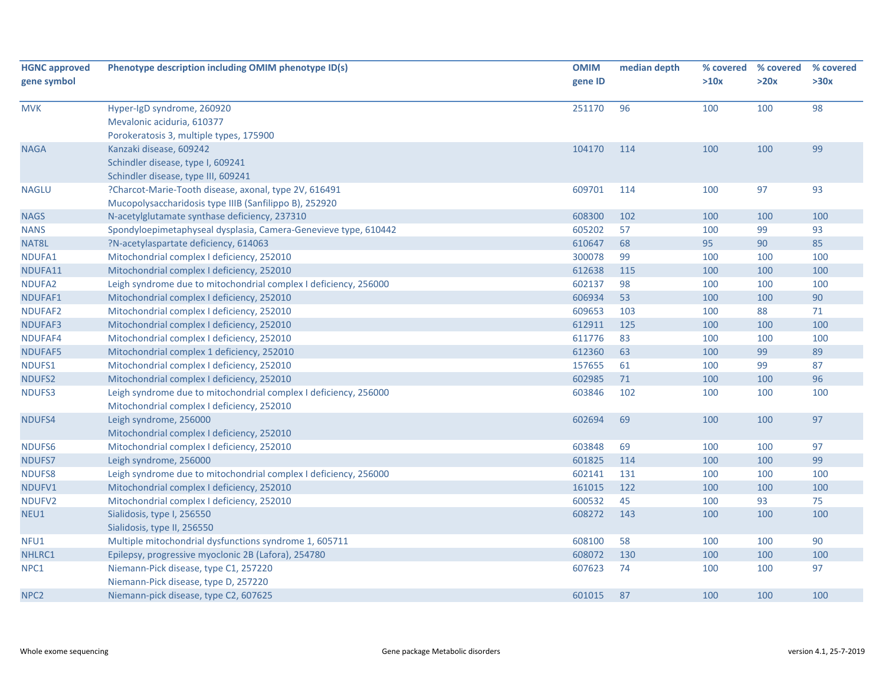| HGNC approved gene symbol | Phenotype description including OMIM phenotype ID(s) | OMIM gene ID | median depth | % covered >10x | % covered >20x | % covered >30x |
|---|---|---|---|---|---|---|
| MVK | Hyper-IgD syndrome, 260920<br>Mevalonic aciduria, 610377<br>Porokeratosis 3, multiple types, 175900 | 251170 | 96 | 100 | 100 | 98 |
| NAGA | Kanzaki disease, 609242<br>Schindler disease, type I, 609241<br>Schindler disease, type III, 609241 | 104170 | 114 | 100 | 100 | 99 |
| NAGLU | ?Charcot-Marie-Tooth disease, axonal, type 2V, 616491<br>Mucopolysaccharidosis type IIIB (Sanfilippo B), 252920 | 609701 | 114 | 100 | 97 | 93 |
| NAGS | N-acetylglutamate synthase deficiency, 237310 | 608300 | 102 | 100 | 100 | 100 |
| NANS | Spondyloepimetaphyseal dysplasia, Camera-Genevieve type, 610442 | 605202 | 57 | 100 | 99 | 93 |
| NAT8L | ?N-acetylaspartate deficiency, 614063 | 610647 | 68 | 95 | 90 | 85 |
| NDUFA1 | Mitochondrial complex I deficiency, 252010 | 300078 | 99 | 100 | 100 | 100 |
| NDUFA11 | Mitochondrial complex I deficiency, 252010 | 612638 | 115 | 100 | 100 | 100 |
| NDUFA2 | Leigh syndrome due to mitochondrial complex I deficiency, 256000 | 602137 | 98 | 100 | 100 | 100 |
| NDUFAF1 | Mitochondrial complex I deficiency, 252010 | 606934 | 53 | 100 | 100 | 90 |
| NDUFAF2 | Mitochondrial complex I deficiency, 252010 | 609653 | 103 | 100 | 88 | 71 |
| NDUFAF3 | Mitochondrial complex I deficiency, 252010 | 612911 | 125 | 100 | 100 | 100 |
| NDUFAF4 | Mitochondrial complex I deficiency, 252010 | 611776 | 83 | 100 | 100 | 100 |
| NDUFAF5 | Mitochondrial complex 1 deficiency, 252010 | 612360 | 63 | 100 | 99 | 89 |
| NDUFS1 | Mitochondrial complex I deficiency, 252010 | 157655 | 61 | 100 | 99 | 87 |
| NDUFS2 | Mitochondrial complex I deficiency, 252010 | 602985 | 71 | 100 | 100 | 96 |
| NDUFS3 | Leigh syndrome due to mitochondrial complex I deficiency, 256000<br>Mitochondrial complex I deficiency, 252010 | 603846 | 102 | 100 | 100 | 100 |
| NDUFS4 | Leigh syndrome, 256000<br>Mitochondrial complex I deficiency, 252010 | 602694 | 69 | 100 | 100 | 97 |
| NDUFS6 | Mitochondrial complex I deficiency, 252010 | 603848 | 69 | 100 | 100 | 97 |
| NDUFS7 | Leigh syndrome, 256000 | 601825 | 114 | 100 | 100 | 99 |
| NDUFS8 | Leigh syndrome due to mitochondrial complex I deficiency, 256000 | 602141 | 131 | 100 | 100 | 100 |
| NDUFV1 | Mitochondrial complex I deficiency, 252010 | 161015 | 122 | 100 | 100 | 100 |
| NDUFV2 | Mitochondrial complex I deficiency, 252010 | 600532 | 45 | 100 | 93 | 75 |
| NEU1 | Sialidosis, type I, 256550<br>Sialidosis, type II, 256550 | 608272 | 143 | 100 | 100 | 100 |
| NFU1 | Multiple mitochondrial dysfunctions syndrome 1, 605711 | 608100 | 58 | 100 | 100 | 90 |
| NHLRC1 | Epilepsy, progressive myoclonic 2B (Lafora), 254780 | 608072 | 130 | 100 | 100 | 100 |
| NPC1 | Niemann-Pick disease, type C1, 257220<br>Niemann-Pick disease, type D, 257220 | 607623 | 74 | 100 | 100 | 97 |
| NPC2 | Niemann-pick disease, type C2, 607625 | 601015 | 87 | 100 | 100 | 100 |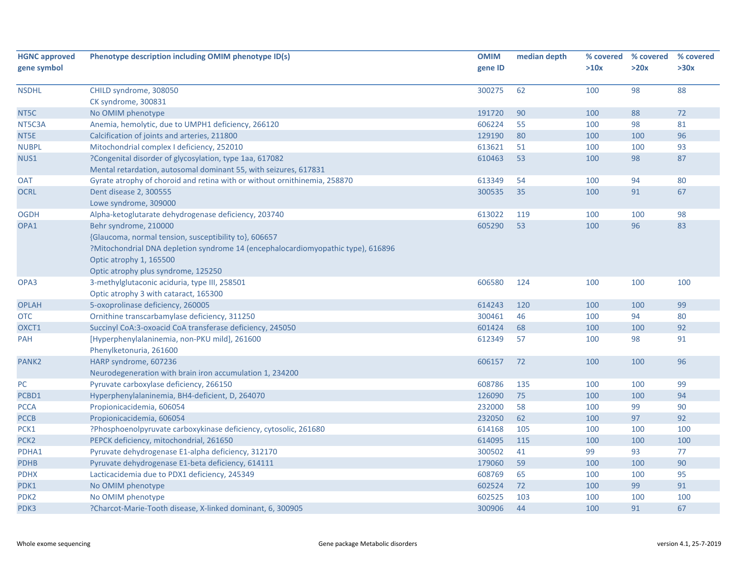| HGNC approved gene symbol | Phenotype description including OMIM phenotype ID(s) | OMIM gene ID | median depth | % covered >10x | % covered >20x | % covered >30x |
|---|---|---|---|---|---|---|
| NSDHL | CHILD syndrome, 308050<br>CK syndrome, 300831 | 300275 | 62 | 100 | 98 | 88 |
| NT5C | No OMIM phenotype | 191720 | 90 | 100 | 88 | 72 |
| NT5C3A | Anemia, hemolytic, due to UMPH1 deficiency, 266120 | 606224 | 55 | 100 | 98 | 81 |
| NT5E | Calcification of joints and arteries, 211800 | 129190 | 80 | 100 | 100 | 96 |
| NUBPL | Mitochondrial complex I deficiency, 252010 | 613621 | 51 | 100 | 100 | 93 |
| NUS1 | ?Congenital disorder of glycosylation, type 1aa, 617082<br>Mental retardation, autosomal dominant 55, with seizures, 617831 | 610463 | 53 | 100 | 98 | 87 |
| OAT | Gyrate atrophy of choroid and retina with or without ornithinemia, 258870 | 613349 | 54 | 100 | 94 | 80 |
| OCRL | Dent disease 2, 300555<br>Lowe syndrome, 309000 | 300535 | 35 | 100 | 91 | 67 |
| OGDH | Alpha-ketoglutarate dehydrogenase deficiency, 203740 | 613022 | 119 | 100 | 100 | 98 |
| OPA1 | Behr syndrome, 210000<br>{Glaucoma, normal tension, susceptibility to}, 606657<br>?Mitochondrial DNA depletion syndrome 14 (encephalocardiomyopathic type), 616896<br>Optic atrophy 1, 165500<br>Optic atrophy plus syndrome, 125250 | 605290 | 53 | 100 | 96 | 83 |
| OPA3 | 3-methylglutaconic aciduria, type III, 258501<br>Optic atrophy 3 with cataract, 165300 | 606580 | 124 | 100 | 100 | 100 |
| OPLAH | 5-oxoprolinase deficiency, 260005 | 614243 | 120 | 100 | 100 | 99 |
| OTC | Ornithine transcarbamylase deficiency, 311250 | 300461 | 46 | 100 | 94 | 80 |
| OXCT1 | Succinyl CoA:3-oxoacid CoA transferase deficiency, 245050 | 601424 | 68 | 100 | 100 | 92 |
| PAH | [Hyperphenylalaninemia, non-PKU mild], 261600<br>Phenylketonuria, 261600 | 612349 | 57 | 100 | 98 | 91 |
| PANK2 | HARP syndrome, 607236<br>Neurodegeneration with brain iron accumulation 1, 234200 | 606157 | 72 | 100 | 100 | 96 |
| PC | Pyruvate carboxylase deficiency, 266150 | 608786 | 135 | 100 | 100 | 99 |
| PCBD1 | Hyperphenylalaninemia, BH4-deficient, D, 264070 | 126090 | 75 | 100 | 100 | 94 |
| PCCA | Propionicacidemia, 606054 | 232000 | 58 | 100 | 99 | 90 |
| PCCB | Propionicacidemia, 606054 | 232050 | 62 | 100 | 97 | 92 |
| PCK1 | ?Phosphoenolpyruvate carboxykinase deficiency, cytosolic, 261680 | 614168 | 105 | 100 | 100 | 100 |
| PCK2 | PEPCK deficiency, mitochondrial, 261650 | 614095 | 115 | 100 | 100 | 100 |
| PDHA1 | Pyruvate dehydrogenase E1-alpha deficiency, 312170 | 300502 | 41 | 99 | 93 | 77 |
| PDHB | Pyruvate dehydrogenase E1-beta deficiency, 614111 | 179060 | 59 | 100 | 100 | 90 |
| PDHX | Lacticacidemia due to PDX1 deficiency, 245349 | 608769 | 65 | 100 | 100 | 95 |
| PDK1 | No OMIM phenotype | 602524 | 72 | 100 | 99 | 91 |
| PDK2 | No OMIM phenotype | 602525 | 103 | 100 | 100 | 100 |
| PDK3 | ?Charcot-Marie-Tooth disease, X-linked dominant, 6, 300905 | 300906 | 44 | 100 | 91 | 67 |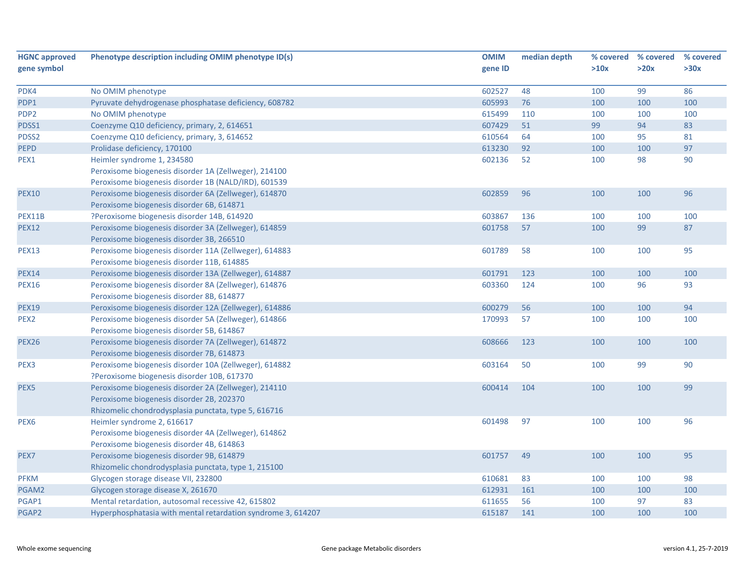| HGNC approved gene symbol | Phenotype description including OMIM phenotype ID(s) | OMIM gene ID | median depth | % covered >10x | % covered >20x | % covered >30x |
|---|---|---|---|---|---|---|
| PDK4 | No OMIM phenotype | 602527 | 48 | 100 | 99 | 86 |
| PDP1 | Pyruvate dehydrogenase phosphatase deficiency, 608782 | 605993 | 76 | 100 | 100 | 100 |
| PDP2 | No OMIM phenotype | 615499 | 110 | 100 | 100 | 100 |
| PDSS1 | Coenzyme Q10 deficiency, primary, 2, 614651 | 607429 | 51 | 99 | 94 | 83 |
| PDSS2 | Coenzyme Q10 deficiency, primary, 3, 614652 | 610564 | 64 | 100 | 95 | 81 |
| PEPD | Prolidase deficiency, 170100 | 613230 | 92 | 100 | 100 | 97 |
| PEX1 | Heimler syndrome 1, 234580<br>Peroxisome biogenesis disorder 1A (Zellweger), 214100<br>Peroxisome biogenesis disorder 1B (NALD/IRD), 601539 | 602136 | 52 | 100 | 98 | 90 |
| PEX10 | Peroxisome biogenesis disorder 6A (Zellweger), 614870<br>Peroxisome biogenesis disorder 6B, 614871 | 602859 | 96 | 100 | 100 | 96 |
| PEX11B | ?Peroxisome biogenesis disorder 14B, 614920 | 603867 | 136 | 100 | 100 | 100 |
| PEX12 | Peroxisome biogenesis disorder 3A (Zellweger), 614859<br>Peroxisome biogenesis disorder 3B, 266510 | 601758 | 57 | 100 | 99 | 87 |
| PEX13 | Peroxisome biogenesis disorder 11A (Zellweger), 614883<br>Peroxisome biogenesis disorder 11B, 614885 | 601789 | 58 | 100 | 100 | 95 |
| PEX14 | Peroxisome biogenesis disorder 13A (Zellweger), 614887 | 601791 | 123 | 100 | 100 | 100 |
| PEX16 | Peroxisome biogenesis disorder 8A (Zellweger), 614876<br>Peroxisome biogenesis disorder 8B, 614877 | 603360 | 124 | 100 | 96 | 93 |
| PEX19 | Peroxisome biogenesis disorder 12A (Zellweger), 614886 | 600279 | 56 | 100 | 100 | 94 |
| PEX2 | Peroxisome biogenesis disorder 5A (Zellweger), 614866<br>Peroxisome biogenesis disorder 5B, 614867 | 170993 | 57 | 100 | 100 | 100 |
| PEX26 | Peroxisome biogenesis disorder 7A (Zellweger), 614872<br>Peroxisome biogenesis disorder 7B, 614873 | 608666 | 123 | 100 | 100 | 100 |
| PEX3 | Peroxisome biogenesis disorder 10A (Zellweger), 614882<br>?Peroxisome biogenesis disorder 10B, 617370 | 603164 | 50 | 100 | 99 | 90 |
| PEX5 | Peroxisome biogenesis disorder 2A (Zellweger), 214110<br>Peroxisome biogenesis disorder 2B, 202370<br>Rhizomelic chondrodysplasia punctata, type 5, 616716 | 600414 | 104 | 100 | 100 | 99 |
| PEX6 | Heimler syndrome 2, 616617<br>Peroxisome biogenesis disorder 4A (Zellweger), 614862<br>Peroxisome biogenesis disorder 4B, 614863 | 601498 | 97 | 100 | 100 | 96 |
| PEX7 | Peroxisome biogenesis disorder 9B, 614879<br>Rhizomelic chondrodysplasia punctata, type 1, 215100 | 601757 | 49 | 100 | 100 | 95 |
| PFKM | Glycogen storage disease VII, 232800 | 610681 | 83 | 100 | 100 | 98 |
| PGAM2 | Glycogen storage disease X, 261670 | 612931 | 161 | 100 | 100 | 100 |
| PGAP1 | Mental retardation, autosomal recessive 42, 615802 | 611655 | 56 | 100 | 97 | 83 |
| PGAP2 | Hyperphosphatasia with mental retardation syndrome 3, 614207 | 615187 | 141 | 100 | 100 | 100 |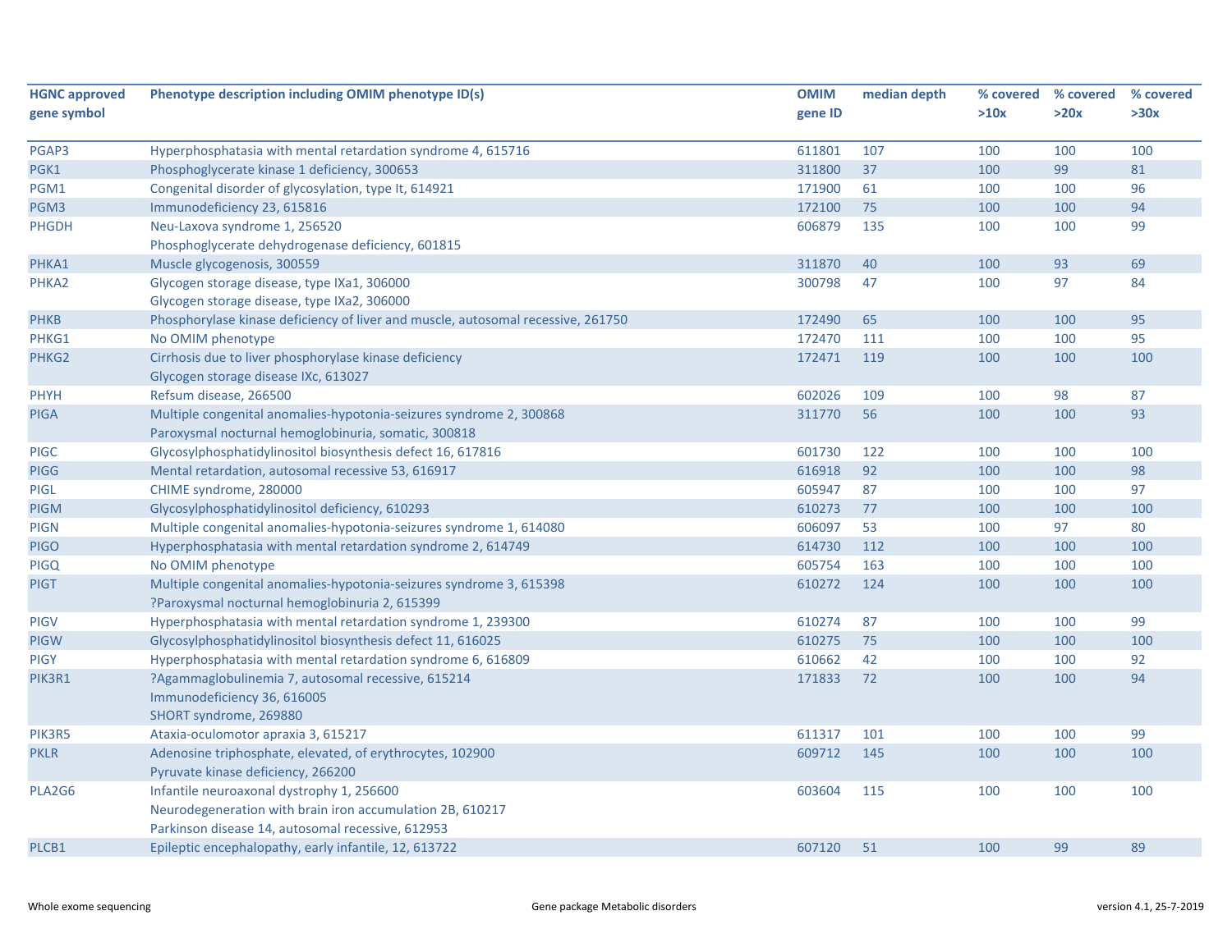| HGNC approved gene symbol | Phenotype description including OMIM phenotype ID(s) | OMIM gene ID | median depth | % covered >10x | % covered >20x | % covered >30x |
|---|---|---|---|---|---|---|
| PGAP3 | Hyperphosphatasia with mental retardation syndrome 4, 615716 | 611801 | 107 | 100 | 100 | 100 |
| PGK1 | Phosphoglycerate kinase 1 deficiency, 300653 | 311800 | 37 | 100 | 99 | 81 |
| PGM1 | Congenital disorder of glycosylation, type It, 614921 | 171900 | 61 | 100 | 100 | 96 |
| PGM3 | Immunodeficiency 23, 615816 | 172100 | 75 | 100 | 100 | 94 |
| PHGDH | Neu-Laxova syndrome 1, 256520<br>Phosphoglycerate dehydrogenase deficiency, 601815 | 606879 | 135 | 100 | 100 | 99 |
| PHKA1 | Muscle glycogenosis, 300559 | 311870 | 40 | 100 | 93 | 69 |
| PHKA2 | Glycogen storage disease, type IXa1, 306000<br>Glycogen storage disease, type IXa2, 306000 | 300798 | 47 | 100 | 97 | 84 |
| PHKB | Phosphorylase kinase deficiency of liver and muscle, autosomal recessive, 261750 | 172490 | 65 | 100 | 100 | 95 |
| PHKG1 | No OMIM phenotype | 172470 | 111 | 100 | 100 | 95 |
| PHKG2 | Cirrhosis due to liver phosphorylase kinase deficiency<br>Glycogen storage disease IXc, 613027 | 172471 | 119 | 100 | 100 | 100 |
| PHYH | Refsum disease, 266500 | 602026 | 109 | 100 | 98 | 87 |
| PIGA | Multiple congenital anomalies-hypotonia-seizures syndrome 2, 300868<br>Paroxysmal nocturnal hemoglobinuria, somatic, 300818 | 311770 | 56 | 100 | 100 | 93 |
| PIGC | Glycosylphosphatidylinositol biosynthesis defect 16, 617816 | 601730 | 122 | 100 | 100 | 100 |
| PIGG | Mental retardation, autosomal recessive 53, 616917 | 616918 | 92 | 100 | 100 | 98 |
| PIGL | CHIME syndrome, 280000 | 605947 | 87 | 100 | 100 | 97 |
| PIGM | Glycosylphosphatidylinositol deficiency, 610293 | 610273 | 77 | 100 | 100 | 100 |
| PIGN | Multiple congenital anomalies-hypotonia-seizures syndrome 1, 614080 | 606097 | 53 | 100 | 97 | 80 |
| PIGO | Hyperphosphatasia with mental retardation syndrome 2, 614749 | 614730 | 112 | 100 | 100 | 100 |
| PIGQ | No OMIM phenotype | 605754 | 163 | 100 | 100 | 100 |
| PIGT | Multiple congenital anomalies-hypotonia-seizures syndrome 3, 615398<br>?Paroxysmal nocturnal hemoglobinuria 2, 615399 | 610272 | 124 | 100 | 100 | 100 |
| PIGV | Hyperphosphatasia with mental retardation syndrome 1, 239300 | 610274 | 87 | 100 | 100 | 99 |
| PIGW | Glycosylphosphatidylinositol biosynthesis defect 11, 616025 | 610275 | 75 | 100 | 100 | 100 |
| PIGY | Hyperphosphatasia with mental retardation syndrome 6, 616809 | 610662 | 42 | 100 | 100 | 92 |
| PIK3R1 | ?Agammaglobulinemia 7, autosomal recessive, 615214<br>Immunodeficiency 36, 616005<br>SHORT syndrome, 269880 | 171833 | 72 | 100 | 100 | 94 |
| PIK3R5 | Ataxia-oculomotor apraxia 3, 615217 | 611317 | 101 | 100 | 100 | 99 |
| PKLR | Adenosine triphosphate, elevated, of erythrocytes, 102900<br>Pyruvate kinase deficiency, 266200 | 609712 | 145 | 100 | 100 | 100 |
| PLA2G6 | Infantile neuroaxonal dystrophy 1, 256600<br>Neurodegeneration with brain iron accumulation 2B, 610217<br>Parkinson disease 14, autosomal recessive, 612953 | 603604 | 115 | 100 | 100 | 100 |
| PLCB1 | Epileptic encephalopathy, early infantile, 12, 613722 | 607120 | 51 | 100 | 99 | 89 |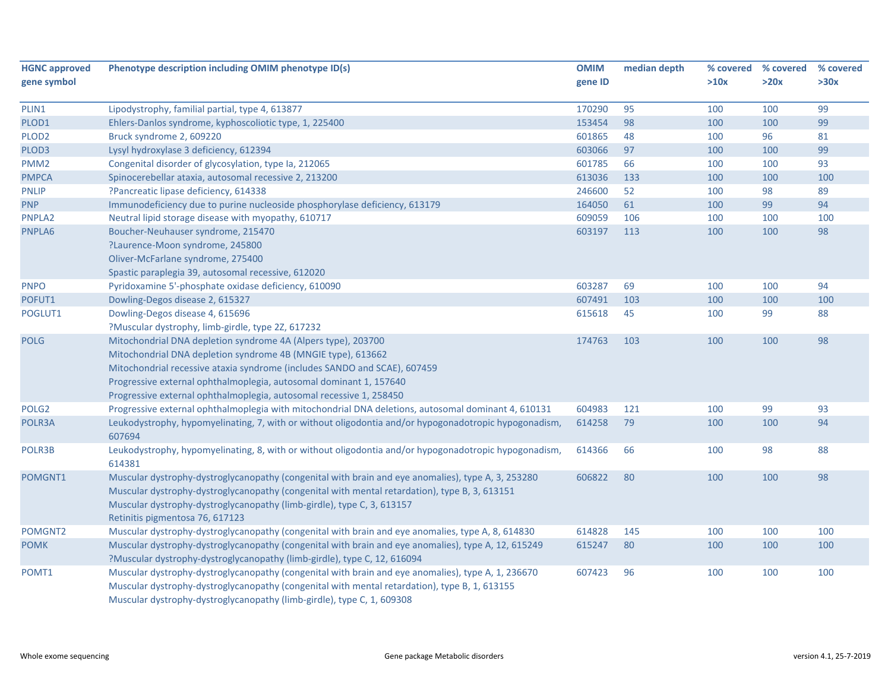| HGNC approved gene symbol | Phenotype description including OMIM phenotype ID(s) | OMIM gene ID | median depth | % covered >10x | % covered >20x | % covered >30x |
|---|---|---|---|---|---|---|
| PLIN1 | Lipodystrophy, familial partial, type 4, 613877 | 170290 | 95 | 100 | 100 | 99 |
| PLOD1 | Ehlers-Danlos syndrome, kyphoscoliotic type, 1, 225400 | 153454 | 98 | 100 | 100 | 99 |
| PLOD2 | Bruck syndrome 2, 609220 | 601865 | 48 | 100 | 96 | 81 |
| PLOD3 | Lysyl hydroxylase 3 deficiency, 612394 | 603066 | 97 | 100 | 100 | 99 |
| PMM2 | Congenital disorder of glycosylation, type Ia, 212065 | 601785 | 66 | 100 | 100 | 93 |
| PMPCA | Spinocerebellar ataxia, autosomal recessive 2, 213200 | 613036 | 133 | 100 | 100 | 100 |
| PNLIP | ?Pancreatic lipase deficiency, 614338 | 246600 | 52 | 100 | 98 | 89 |
| PNP | Immunodeficiency due to purine nucleoside phosphorylase deficiency, 613179 | 164050 | 61 | 100 | 99 | 94 |
| PNPLA2 | Neutral lipid storage disease with myopathy, 610717 | 609059 | 106 | 100 | 100 | 100 |
| PNPLA6 | Boucher-Neuhauser syndrome, 215470<br>?Laurence-Moon syndrome, 245800<br>Oliver-McFarlane syndrome, 275400<br>Spastic paraplegia 39, autosomal recessive, 612020 | 603197 | 113 | 100 | 100 | 98 |
| PNPO | Pyridoxamine 5'-phosphate oxidase deficiency, 610090 | 603287 | 69 | 100 | 100 | 94 |
| POFUT1 | Dowling-Degos disease 2, 615327 | 607491 | 103 | 100 | 100 | 100 |
| POGLUT1 | Dowling-Degos disease 4, 615696<br>?Muscular dystrophy, limb-girdle, type 2Z, 617232 | 615618 | 45 | 100 | 99 | 88 |
| POLG | Mitochondrial DNA depletion syndrome 4A (Alpers type), 203700<br>Mitochondrial DNA depletion syndrome 4B (MNGIE type), 613662<br>Mitochondrial recessive ataxia syndrome (includes SANDO and SCAE), 607459<br>Progressive external ophthalmoplegia, autosomal dominant 1, 157640<br>Progressive external ophthalmoplegia, autosomal recessive 1, 258450 | 174763 | 103 | 100 | 100 | 98 |
| POLG2 | Progressive external ophthalmoplegia with mitochondrial DNA deletions, autosomal dominant 4, 610131 | 604983 | 121 | 100 | 99 | 93 |
| POLR3A | Leukodystrophy, hypomyelinating, 7, with or without oligodontia and/or hypogonadotropic hypogonadism, 607694 | 614258 | 79 | 100 | 100 | 94 |
| POLR3B | Leukodystrophy, hypomyelinating, 8, with or without oligodontia and/or hypogonadotropic hypogonadism, 614381 | 614366 | 66 | 100 | 98 | 88 |
| POMGNT1 | Muscular dystrophy-dystroglycanopathy (congenital with brain and eye anomalies), type A, 3, 253280<br>Muscular dystrophy-dystroglycanopathy (congenital with mental retardation), type B, 3, 613151<br>Muscular dystrophy-dystroglycanopathy (limb-girdle), type C, 3, 613157<br>Retinitis pigmentosa 76, 617123 | 606822 | 80 | 100 | 100 | 98 |
| POMGNT2 | Muscular dystrophy-dystroglycanopathy (congenital with brain and eye anomalies, type A, 8, 614830 | 614828 | 145 | 100 | 100 | 100 |
| POMK | Muscular dystrophy-dystroglycanopathy (congenital with brain and eye anomalies), type A, 12, 615249<br>?Muscular dystrophy-dystroglycanopathy (limb-girdle), type C, 12, 616094 | 615247 | 80 | 100 | 100 | 100 |
| POMT1 | Muscular dystrophy-dystroglycanopathy (congenital with brain and eye anomalies), type A, 1, 236670<br>Muscular dystrophy-dystroglycanopathy (congenital with mental retardation), type B, 1, 613155<br>Muscular dystrophy-dystroglycanopathy (limb-girdle), type C, 1, 609308 | 607423 | 96 | 100 | 100 | 100 |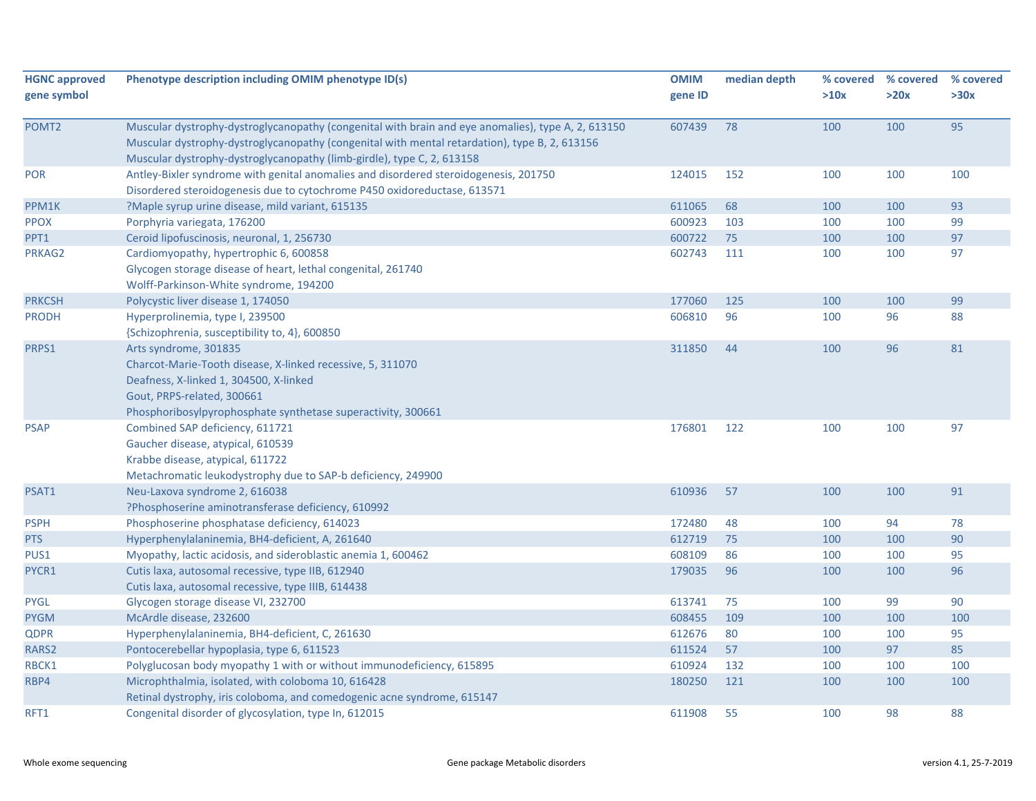| HGNC approved gene symbol | Phenotype description including OMIM phenotype ID(s) | OMIM gene ID | median depth | % covered >10x | % covered >20x | % covered >30x |
|---|---|---|---|---|---|---|
| POMT2 | Muscular dystrophy-dystroglycanopathy (congenital with brain and eye anomalies), type A, 2, 613150<br>Muscular dystrophy-dystroglycanopathy (congenital with mental retardation), type B, 2, 613156<br>Muscular dystrophy-dystroglycanopathy (limb-girdle), type C, 2, 613158 | 607439 | 78 | 100 | 100 | 95 |
| POR | Antley-Bixler syndrome with genital anomalies and disordered steroidogenesis, 201750<br>Disordered steroidogenesis due to cytochrome P450 oxidoreductase, 613571 | 124015 | 152 | 100 | 100 | 100 |
| PPM1K | ?Maple syrup urine disease, mild variant, 615135 | 611065 | 68 | 100 | 100 | 93 |
| PPOX | Porphyria variegata, 176200 | 600923 | 103 | 100 | 100 | 99 |
| PPT1 | Ceroid lipofuscinosis, neuronal, 1, 256730 | 600722 | 75 | 100 | 100 | 97 |
| PRKAG2 | Cardiomyopathy, hypertrophic 6, 600858<br>Glycogen storage disease of heart, lethal congenital, 261740<br>Wolff-Parkinson-White syndrome, 194200 | 602743 | 111 | 100 | 100 | 97 |
| PRKCSH | Polycystic liver disease 1, 174050 | 177060 | 125 | 100 | 100 | 99 |
| PRODH | Hyperprolinemia, type I, 239500<br>{Schizophrenia, susceptibility to, 4}, 600850 | 606810 | 96 | 100 | 96 | 88 |
| PRPS1 | Arts syndrome, 301835<br>Charcot-Marie-Tooth disease, X-linked recessive, 5, 311070<br>Deafness, X-linked 1, 304500, X-linked<br>Gout, PRPS-related, 300661<br>Phosphoribosylpyrophosphate synthetase superactivity, 300661 | 311850 | 44 | 100 | 96 | 81 |
| PSAP | Combined SAP deficiency, 611721<br>Gaucher disease, atypical, 610539<br>Krabbe disease, atypical, 611722<br>Metachromatic leukodystrophy due to SAP-b deficiency, 249900 | 176801 | 122 | 100 | 100 | 97 |
| PSAT1 | Neu-Laxova syndrome 2, 616038<br>?Phosphoserine aminotransferase deficiency, 610992 | 610936 | 57 | 100 | 100 | 91 |
| PSPH | Phosphoserine phosphatase deficiency, 614023 | 172480 | 48 | 100 | 94 | 78 |
| PTS | Hyperphenylalaninemia, BH4-deficient, A, 261640 | 612719 | 75 | 100 | 100 | 90 |
| PUS1 | Myopathy, lactic acidosis, and sideroblastic anemia 1, 600462 | 608109 | 86 | 100 | 100 | 95 |
| PYCR1 | Cutis laxa, autosomal recessive, type IIB, 612940<br>Cutis laxa, autosomal recessive, type IIIB, 614438 | 179035 | 96 | 100 | 100 | 96 |
| PYGL | Glycogen storage disease VI, 232700 | 613741 | 75 | 100 | 99 | 90 |
| PYGM | McArdle disease, 232600 | 608455 | 109 | 100 | 100 | 100 |
| QDPR | Hyperphenylalaninemia, BH4-deficient, C, 261630 | 612676 | 80 | 100 | 100 | 95 |
| RARS2 | Pontocerebellar hypoplasia, type 6, 611523 | 611524 | 57 | 100 | 97 | 85 |
| RBCK1 | Polyglucosan body myopathy 1 with or without immunodeficiency, 615895 | 610924 | 132 | 100 | 100 | 100 |
| RBP4 | Microphthalmia, isolated, with coloboma 10, 616428<br>Retinal dystrophy, iris coloboma, and comedogenic acne syndrome, 615147 | 180250 | 121 | 100 | 100 | 100 |
| RFT1 | Congenital disorder of glycosylation, type In, 612015 | 611908 | 55 | 100 | 98 | 88 |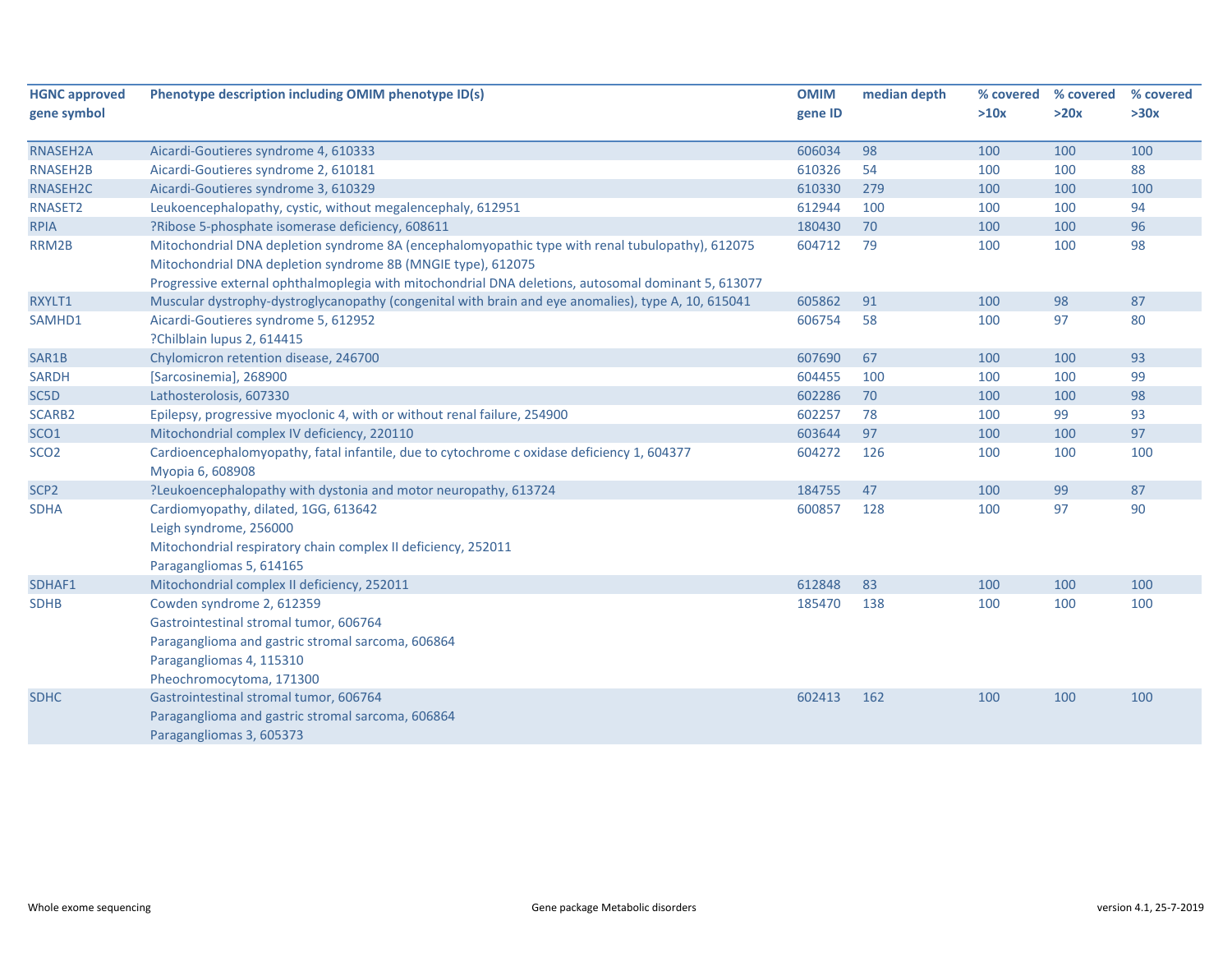| HGNC approved gene symbol | Phenotype description including OMIM phenotype ID(s) | OMIM gene ID | median depth | % covered >10x | % covered >20x | % covered >30x |
|---|---|---|---|---|---|---|
| RNASEH2A | Aicardi-Goutieres syndrome 4, 610333 | 606034 | 98 | 100 | 100 | 100 |
| RNASEH2B | Aicardi-Goutieres syndrome 2, 610181 | 610326 | 54 | 100 | 100 | 88 |
| RNASEH2C | Aicardi-Goutieres syndrome 3, 610329 | 610330 | 279 | 100 | 100 | 100 |
| RNASET2 | Leukoencephalopathy, cystic, without megalencephaly, 612951 | 612944 | 100 | 100 | 100 | 94 |
| RPIA | ?Ribose 5-phosphate isomerase deficiency, 608611 | 180430 | 70 | 100 | 100 | 96 |
| RRM2B | Mitochondrial DNA depletion syndrome 8A (encephalomyopathic type with renal tubulopathy), 612075<br>Mitochondrial DNA depletion syndrome 8B (MNGIE type), 612075<br>Progressive external ophthalmoplegia with mitochondrial DNA deletions, autosomal dominant 5, 613077 | 604712 | 79 | 100 | 100 | 98 |
| RXYLT1 | Muscular dystrophy-dystroglycanopathy (congenital with brain and eye anomalies), type A, 10, 615041 | 605862 | 91 | 100 | 98 | 87 |
| SAMHD1 | Aicardi-Goutieres syndrome 5, 612952<br>?Chilblain lupus 2, 614415 | 606754 | 58 | 100 | 97 | 80 |
| SAR1B | Chylomicron retention disease, 246700 | 607690 | 67 | 100 | 100 | 93 |
| SARDH | [Sarcosinemia], 268900 | 604455 | 100 | 100 | 100 | 99 |
| SC5D | Lathosterolosis, 607330 | 602286 | 70 | 100 | 100 | 98 |
| SCARB2 | Epilepsy, progressive myoclonic 4, with or without renal failure, 254900 | 602257 | 78 | 100 | 99 | 93 |
| SCO1 | Mitochondrial complex IV deficiency, 220110 | 603644 | 97 | 100 | 100 | 97 |
| SCO2 | Cardioencephalomyopathy, fatal infantile, due to cytochrome c oxidase deficiency 1, 604377<br>Myopia 6, 608908 | 604272 | 126 | 100 | 100 | 100 |
| SCP2 | ?Leukoencephalopathy with dystonia and motor neuropathy, 613724 | 184755 | 47 | 100 | 99 | 87 |
| SDHA | Cardiomyopathy, dilated, 1GG, 613642<br>Leigh syndrome, 256000<br>Mitochondrial respiratory chain complex II deficiency, 252011<br>Paragangliomas 5, 614165 | 600857 | 128 | 100 | 97 | 90 |
| SDHAF1 | Mitochondrial complex II deficiency, 252011 | 612848 | 83 | 100 | 100 | 100 |
| SDHB | Cowden syndrome 2, 612359<br>Gastrointestinal stromal tumor, 606764<br>Paraganglioma and gastric stromal sarcoma, 606864<br>Paragangliomas 4, 115310<br>Pheochromocytoma, 171300 | 185470 | 138 | 100 | 100 | 100 |
| SDHC | Gastrointestinal stromal tumor, 606764<br>Paraganglioma and gastric stromal sarcoma, 606864<br>Paragangliomas 3, 605373 | 602413 | 162 | 100 | 100 | 100 |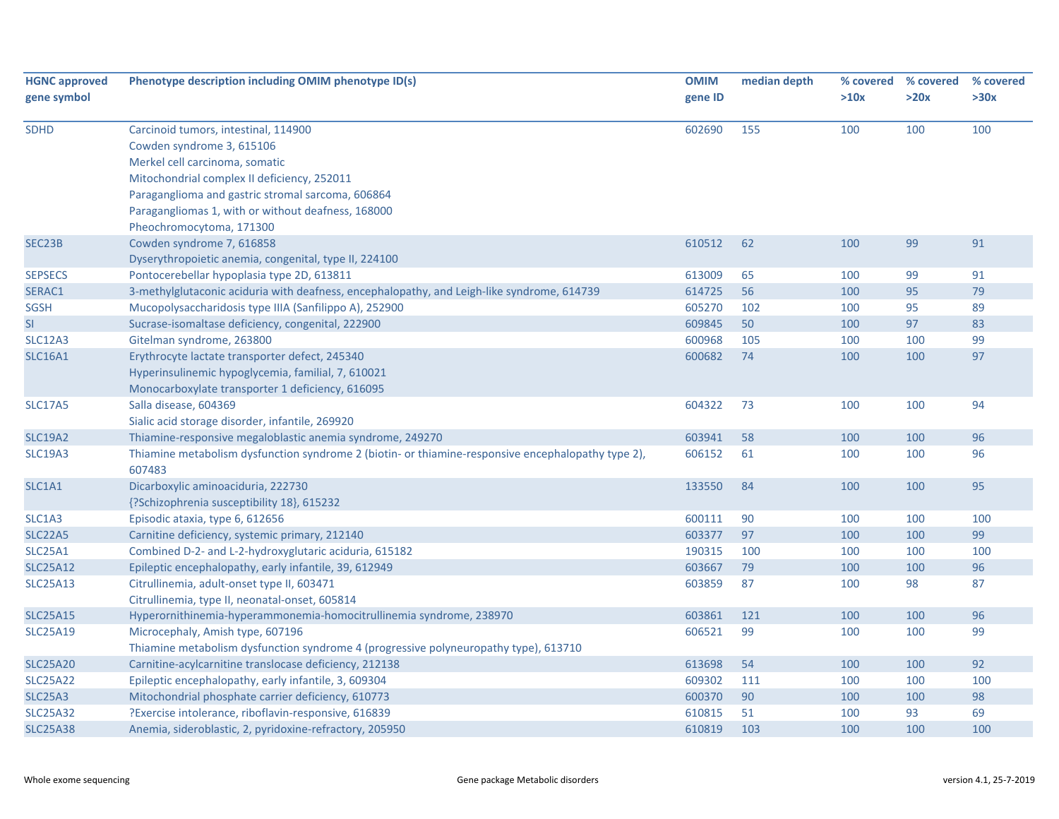| HGNC approved gene symbol | Phenotype description including OMIM phenotype ID(s) | OMIM gene ID | median depth | % covered >10x | % covered >20x | % covered >30x |
|---|---|---|---|---|---|---|
| SDHD | Carcinoid tumors, intestinal, 114900<br>Cowden syndrome 3, 615106<br>Merkel cell carcinoma, somatic<br>Mitochondrial complex II deficiency, 252011<br>Paraganglioma and gastric stromal sarcoma, 606864<br>Paragangliomas 1, with or without deafness, 168000<br>Pheochromocytoma, 171300 | 602690 | 155 | 100 | 100 | 100 |
| SEC23B | Cowden syndrome 7, 616858<br>Dyserythropoietic anemia, congenital, type II, 224100 | 610512 | 62 | 100 | 99 | 91 |
| SEPSECS | Pontocerebellar hypoplasia type 2D, 613811 | 613009 | 65 | 100 | 99 | 91 |
| SERAC1 | 3-methylglutaconic aciduria with deafness, encephalopathy, and Leigh-like syndrome, 614739 | 614725 | 56 | 100 | 95 | 79 |
| SGSH | Mucopolysaccharidosis type IIIA (Sanfilippo A), 252900 | 605270 | 102 | 100 | 95 | 89 |
| SI | Sucrase-isomaltase deficiency, congenital, 222900 | 609845 | 50 | 100 | 97 | 83 |
| SLC12A3 | Gitelman syndrome, 263800 | 600968 | 105 | 100 | 100 | 99 |
| SLC16A1 | Erythrocyte lactate transporter defect, 245340<br>Hyperinsulinemic hypoglycemia, familial, 7, 610021<br>Monocarboxylate transporter 1 deficiency, 616095 | 600682 | 74 | 100 | 100 | 97 |
| SLC17A5 | Salla disease, 604369<br>Sialic acid storage disorder, infantile, 269920 | 604322 | 73 | 100 | 100 | 94 |
| SLC19A2 | Thiamine-responsive megaloblastic anemia syndrome, 249270 | 603941 | 58 | 100 | 100 | 96 |
| SLC19A3 | Thiamine metabolism dysfunction syndrome 2 (biotin- or thiamine-responsive encephalopathy type 2), 607483 | 606152 | 61 | 100 | 100 | 96 |
| SLC1A1 | Dicarboxylic aminoaciduria, 222730<br>{?Schizophrenia susceptibility 18}, 615232 | 133550 | 84 | 100 | 100 | 95 |
| SLC1A3 | Episodic ataxia, type 6, 612656 | 600111 | 90 | 100 | 100 | 100 |
| SLC22A5 | Carnitine deficiency, systemic primary, 212140 | 603377 | 97 | 100 | 100 | 99 |
| SLC25A1 | Combined D-2- and L-2-hydroxyglutaric aciduria, 615182 | 190315 | 100 | 100 | 100 | 100 |
| SLC25A12 | Epileptic encephalopathy, early infantile, 39, 612949 | 603667 | 79 | 100 | 100 | 96 |
| SLC25A13 | Citrullinemia, adult-onset type II, 603471<br>Citrullinemia, type II, neonatal-onset, 605814 | 603859 | 87 | 100 | 98 | 87 |
| SLC25A15 | Hyperornithinemia-hyperammonemia-homocitrullinemia syndrome, 238970 | 603861 | 121 | 100 | 100 | 96 |
| SLC25A19 | Microcephaly, Amish type, 607196<br>Thiamine metabolism dysfunction syndrome 4 (progressive polyneuropathy type), 613710 | 606521 | 99 | 100 | 100 | 99 |
| SLC25A20 | Carnitine-acylcarnitine translocase deficiency, 212138 | 613698 | 54 | 100 | 100 | 92 |
| SLC25A22 | Epileptic encephalopathy, early infantile, 3, 609304 | 609302 | 111 | 100 | 100 | 100 |
| SLC25A3 | Mitochondrial phosphate carrier deficiency, 610773 | 600370 | 90 | 100 | 100 | 98 |
| SLC25A32 | ?Exercise intolerance, riboflavin-responsive, 616839 | 610815 | 51 | 100 | 93 | 69 |
| SLC25A38 | Anemia, sideroblastic, 2, pyridoxine-refractory, 205950 | 610819 | 103 | 100 | 100 | 100 |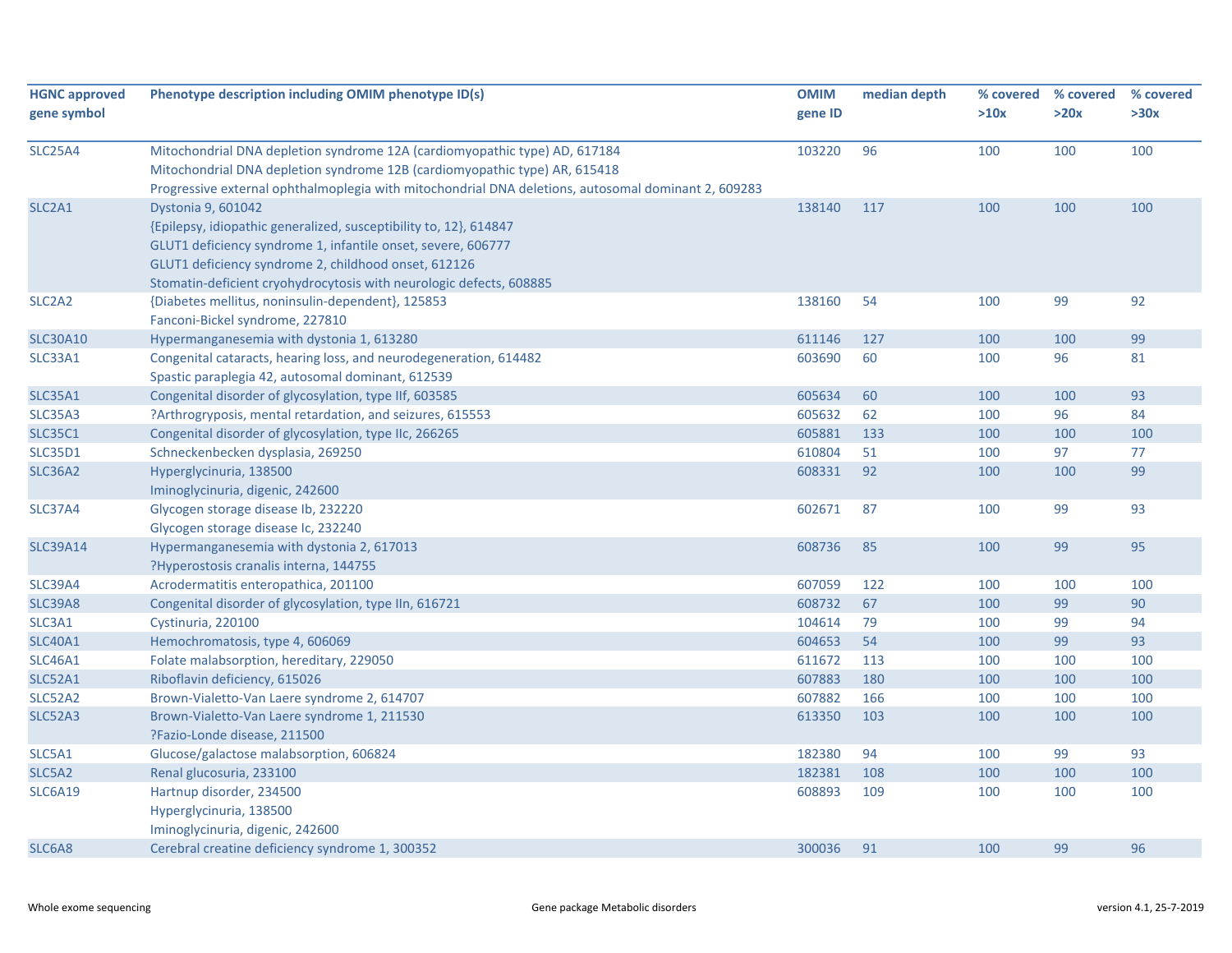| HGNC approved gene symbol | Phenotype description including OMIM phenotype ID(s) | OMIM gene ID | median depth | % covered >10x | % covered >20x | % covered >30x |
|---|---|---|---|---|---|---|
| SLC25A4 | Mitochondrial DNA depletion syndrome 12A (cardiomyopathic type) AD, 617184<br>Mitochondrial DNA depletion syndrome 12B (cardiomyopathic type) AR, 615418<br>Progressive external ophthalmoplegia with mitochondrial DNA deletions, autosomal dominant 2, 609283 | 103220 | 96 | 100 | 100 | 100 |
| SLC2A1 | Dystonia 9, 601042<br>{Epilepsy, idiopathic generalized, susceptibility to, 12}, 614847<br>GLUT1 deficiency syndrome 1, infantile onset, severe, 606777<br>GLUT1 deficiency syndrome 2, childhood onset, 612126<br>Stomatin-deficient cryohydrocytosis with neurologic defects, 608885 | 138140 | 117 | 100 | 100 | 100 |
| SLC2A2 | {Diabetes mellitus, noninsulin-dependent}, 125853<br>Fanconi-Bickel syndrome, 227810 | 138160 | 54 | 100 | 99 | 92 |
| SLC30A10 | Hypermanganesemia with dystonia 1, 613280 | 611146 | 127 | 100 | 100 | 99 |
| SLC33A1 | Congenital cataracts, hearing loss, and neurodegeneration, 614482<br>Spastic paraplegia 42, autosomal dominant, 612539 | 603690 | 60 | 100 | 96 | 81 |
| SLC35A1 | Congenital disorder of glycosylation, type IIf, 603585 | 605634 | 60 | 100 | 100 | 93 |
| SLC35A3 | ?Arthrogryposis, mental retardation, and seizures, 615553 | 605632 | 62 | 100 | 96 | 84 |
| SLC35C1 | Congenital disorder of glycosylation, type IIc, 266265 | 605881 | 133 | 100 | 100 | 100 |
| SLC35D1 | Schneckenbecken dysplasia, 269250 | 610804 | 51 | 100 | 97 | 77 |
| SLC36A2 | Hyperglycinuria, 138500<br>Iminoglycinuria, digenic, 242600 | 608331 | 92 | 100 | 100 | 99 |
| SLC37A4 | Glycogen storage disease Ib, 232220<br>Glycogen storage disease Ic, 232240 | 602671 | 87 | 100 | 99 | 93 |
| SLC39A14 | Hypermanganesemia with dystonia 2, 617013<br>?Hyperostosis cranalis interna, 144755 | 608736 | 85 | 100 | 99 | 95 |
| SLC39A4 | Acrodermatitis enteropathica, 201100 | 607059 | 122 | 100 | 100 | 100 |
| SLC39A8 | Congenital disorder of glycosylation, type IIn, 616721 | 608732 | 67 | 100 | 99 | 90 |
| SLC3A1 | Cystinuria, 220100 | 104614 | 79 | 100 | 99 | 94 |
| SLC40A1 | Hemochromatosis, type 4, 606069 | 604653 | 54 | 100 | 99 | 93 |
| SLC46A1 | Folate malabsorption, hereditary, 229050 | 611672 | 113 | 100 | 100 | 100 |
| SLC52A1 | Riboflavin deficiency, 615026 | 607883 | 180 | 100 | 100 | 100 |
| SLC52A2 | Brown-Vialetto-Van Laere syndrome 2, 614707 | 607882 | 166 | 100 | 100 | 100 |
| SLC52A3 | Brown-Vialetto-Van Laere syndrome 1, 211530<br>?Fazio-Londe disease, 211500 | 613350 | 103 | 100 | 100 | 100 |
| SLC5A1 | Glucose/galactose malabsorption, 606824 | 182380 | 94 | 100 | 99 | 93 |
| SLC5A2 | Renal glucosuria, 233100 | 182381 | 108 | 100 | 100 | 100 |
| SLC6A19 | Hartnup disorder, 234500<br>Hyperglycinuria, 138500<br>Iminoglycinuria, digenic, 242600 | 608893 | 109 | 100 | 100 | 100 |
| SLC6A8 | Cerebral creatine deficiency syndrome 1, 300352 | 300036 | 91 | 100 | 99 | 96 |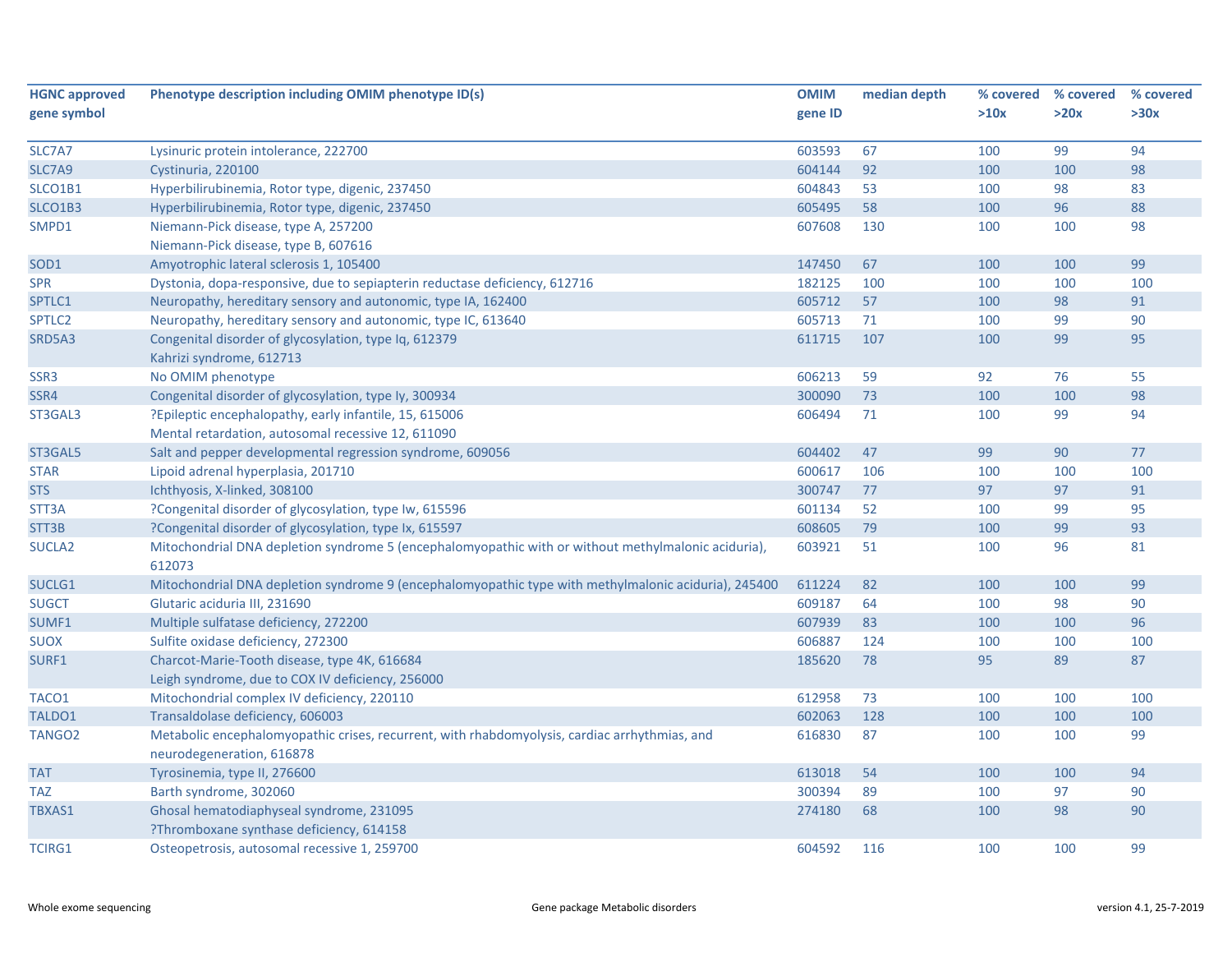| HGNC approved gene symbol | Phenotype description including OMIM phenotype ID(s) | OMIM gene ID | median depth | % covered >10x | % covered >20x | % covered >30x |
|---|---|---|---|---|---|---|
| SLC7A7 | Lysinuric protein intolerance, 222700 | 603593 | 67 | 100 | 99 | 94 |
| SLC7A9 | Cystinuria, 220100 | 604144 | 92 | 100 | 100 | 98 |
| SLCO1B1 | Hyperbilirubinemia, Rotor type, digenic, 237450 | 604843 | 53 | 100 | 98 | 83 |
| SLCO1B3 | Hyperbilirubinemia, Rotor type, digenic, 237450 | 605495 | 58 | 100 | 96 | 88 |
| SMPD1 | Niemann-Pick disease, type A, 257200<br>Niemann-Pick disease, type B, 607616 | 607608 | 130 | 100 | 100 | 98 |
| SOD1 | Amyotrophic lateral sclerosis 1, 105400 | 147450 | 67 | 100 | 100 | 99 |
| SPR | Dystonia, dopa-responsive, due to sepiapterin reductase deficiency, 612716 | 182125 | 100 | 100 | 100 | 100 |
| SPTLC1 | Neuropathy, hereditary sensory and autonomic, type IA, 162400 | 605712 | 57 | 100 | 98 | 91 |
| SPTLC2 | Neuropathy, hereditary sensory and autonomic, type IC, 613640 | 605713 | 71 | 100 | 99 | 90 |
| SRD5A3 | Congenital disorder of glycosylation, type Iq, 612379<br>Kahrizi syndrome, 612713 | 611715 | 107 | 100 | 99 | 95 |
| SSR3 | No OMIM phenotype | 606213 | 59 | 92 | 76 | 55 |
| SSR4 | Congenital disorder of glycosylation, type Iy, 300934 | 300090 | 73 | 100 | 100 | 98 |
| ST3GAL3 | ?Epileptic encephalopathy, early infantile, 15, 615006<br>Mental retardation, autosomal recessive 12, 611090 | 606494 | 71 | 100 | 99 | 94 |
| ST3GAL5 | Salt and pepper developmental regression syndrome, 609056 | 604402 | 47 | 99 | 90 | 77 |
| STAR | Lipoid adrenal hyperplasia, 201710 | 600617 | 106 | 100 | 100 | 100 |
| STS | Ichthyosis, X-linked, 308100 | 300747 | 77 | 97 | 97 | 91 |
| STT3A | ?Congenital disorder of glycosylation, type Iw, 615596 | 601134 | 52 | 100 | 99 | 95 |
| STT3B | ?Congenital disorder of glycosylation, type Ix, 615597 | 608605 | 79 | 100 | 99 | 93 |
| SUCLA2 | Mitochondrial DNA depletion syndrome 5 (encephalomyopathic with or without methylmalonic aciduria), 612073 | 603921 | 51 | 100 | 96 | 81 |
| SUCLG1 | Mitochondrial DNA depletion syndrome 9 (encephalomyopathic type with methylmalonic aciduria), 245400 | 611224 | 82 | 100 | 100 | 99 |
| SUGCT | Glutaric aciduria III, 231690 | 609187 | 64 | 100 | 98 | 90 |
| SUMF1 | Multiple sulfatase deficiency, 272200 | 607939 | 83 | 100 | 100 | 96 |
| SUOX | Sulfite oxidase deficiency, 272300 | 606887 | 124 | 100 | 100 | 100 |
| SURF1 | Charcot-Marie-Tooth disease, type 4K, 616684<br>Leigh syndrome, due to COX IV deficiency, 256000 | 185620 | 78 | 95 | 89 | 87 |
| TACO1 | Mitochondrial complex IV deficiency, 220110 | 612958 | 73 | 100 | 100 | 100 |
| TALDO1 | Transaldolase deficiency, 606003 | 602063 | 128 | 100 | 100 | 100 |
| TANGO2 | Metabolic encephalomyopathic crises, recurrent, with rhabdomyolysis, cardiac arrhythmias, and neurodegeneration, 616878 | 616830 | 87 | 100 | 100 | 99 |
| TAT | Tyrosinemia, type II, 276600 | 613018 | 54 | 100 | 100 | 94 |
| TAZ | Barth syndrome, 302060 | 300394 | 89 | 100 | 97 | 90 |
| TBXAS1 | Ghosal hematodiaphyseal syndrome, 231095<br>?Thromboxane synthase deficiency, 614158 | 274180 | 68 | 100 | 98 | 90 |
| TCIRG1 | Osteopetrosis, autosomal recessive 1, 259700 | 604592 | 116 | 100 | 100 | 99 |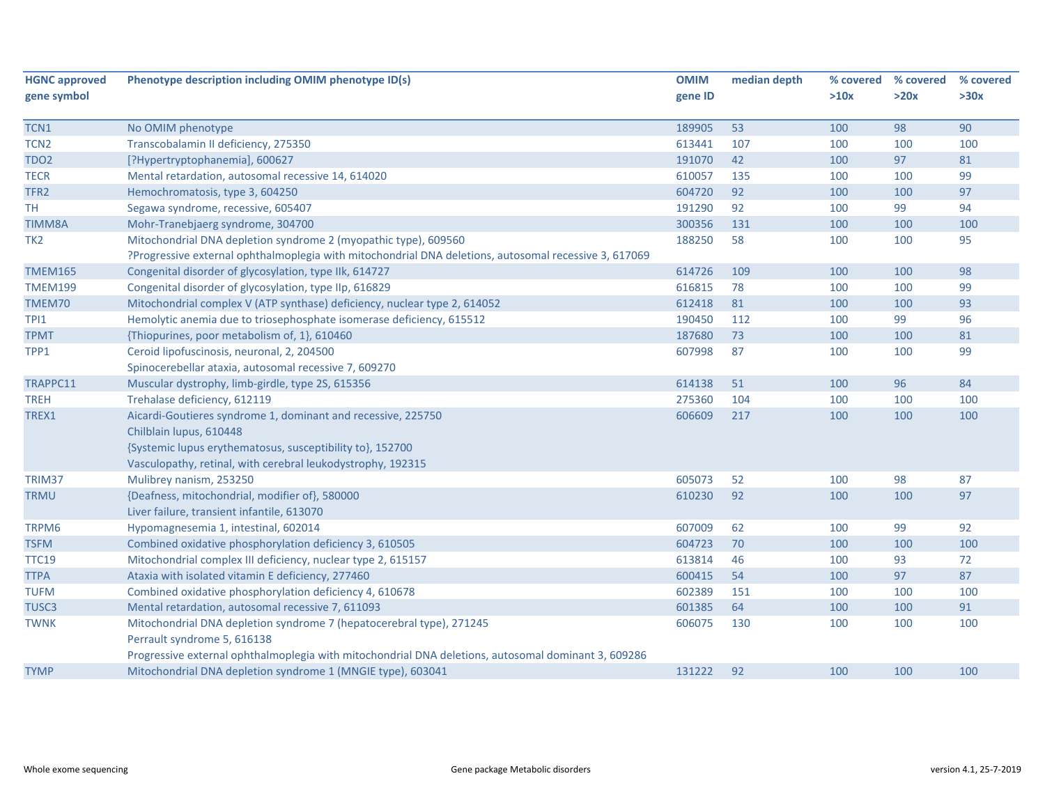| HGNC approved gene symbol | Phenotype description including OMIM phenotype ID(s) | OMIM gene ID | median depth | % covered >10x | % covered >20x | % covered >30x |
|---|---|---|---|---|---|---|
| TCN1 | No OMIM phenotype | 189905 | 53 | 100 | 98 | 90 |
| TCN2 | Transcobalamin II deficiency, 275350 | 613441 | 107 | 100 | 100 | 100 |
| TDO2 | [?Hypertryptophanemia], 600627 | 191070 | 42 | 100 | 97 | 81 |
| TECR | Mental retardation, autosomal recessive 14, 614020 | 610057 | 135 | 100 | 100 | 99 |
| TFR2 | Hemochromatosis, type 3, 604250 | 604720 | 92 | 100 | 100 | 97 |
| TH | Segawa syndrome, recessive, 605407 | 191290 | 92 | 100 | 99 | 94 |
| TIMM8A | Mohr-Tranebjaerg syndrome, 304700 | 300356 | 131 | 100 | 100 | 100 |
| TK2 | Mitochondrial DNA depletion syndrome 2 (myopathic type), 609560<br>?Progressive external ophthalmoplegia with mitochondrial DNA deletions, autosomal recessive 3, 617069 | 188250 | 58 | 100 | 100 | 95 |
| TMEM165 | Congenital disorder of glycosylation, type IIk, 614727 | 614726 | 109 | 100 | 100 | 98 |
| TMEM199 | Congenital disorder of glycosylation, type IIp, 616829 | 616815 | 78 | 100 | 100 | 99 |
| TMEM70 | Mitochondrial complex V (ATP synthase) deficiency, nuclear type 2, 614052 | 612418 | 81 | 100 | 100 | 93 |
| TPI1 | Hemolytic anemia due to triosephosphate isomerase deficiency, 615512 | 190450 | 112 | 100 | 99 | 96 |
| TPMT | {Thiopurines, poor metabolism of, 1}, 610460 | 187680 | 73 | 100 | 100 | 81 |
| TPP1 | Ceroid lipofuscinosis, neuronal, 2, 204500<br>Spinocerebellar ataxia, autosomal recessive 7, 609270 | 607998 | 87 | 100 | 100 | 99 |
| TRAPPC11 | Muscular dystrophy, limb-girdle, type 2S, 615356 | 614138 | 51 | 100 | 96 | 84 |
| TREH | Trehalase deficiency, 612119 | 275360 | 104 | 100 | 100 | 100 |
| TREX1 | Aicardi-Goutieres syndrome 1, dominant and recessive, 225750<br>Chilblain lupus, 610448<br>{Systemic lupus erythematosus, susceptibility to}, 152700<br>Vasculopathy, retinal, with cerebral leukodystrophy, 192315 | 606609 | 217 | 100 | 100 | 100 |
| TRIM37 | Mulibrey nanism, 253250 | 605073 | 52 | 100 | 98 | 87 |
| TRMU | {Deafness, mitochondrial, modifier of}, 580000<br>Liver failure, transient infantile, 613070 | 610230 | 92 | 100 | 100 | 97 |
| TRPM6 | Hypomagnesemia 1, intestinal, 602014 | 607009 | 62 | 100 | 99 | 92 |
| TSFM | Combined oxidative phosphorylation deficiency 3, 610505 | 604723 | 70 | 100 | 100 | 100 |
| TTC19 | Mitochondrial complex III deficiency, nuclear type 2, 615157 | 613814 | 46 | 100 | 93 | 72 |
| TTPA | Ataxia with isolated vitamin E deficiency, 277460 | 600415 | 54 | 100 | 97 | 87 |
| TUFM | Combined oxidative phosphorylation deficiency 4, 610678 | 602389 | 151 | 100 | 100 | 100 |
| TUSC3 | Mental retardation, autosomal recessive 7, 611093 | 601385 | 64 | 100 | 100 | 91 |
| TWNK | Mitochondrial DNA depletion syndrome 7 (hepatocerebral type), 271245<br>Perrault syndrome 5, 616138<br>Progressive external ophthalmoplegia with mitochondrial DNA deletions, autosomal dominant 3, 609286 | 606075 | 130 | 100 | 100 | 100 |
| TYMP | Mitochondrial DNA depletion syndrome 1 (MNGIE type), 603041 | 131222 | 92 | 100 | 100 | 100 |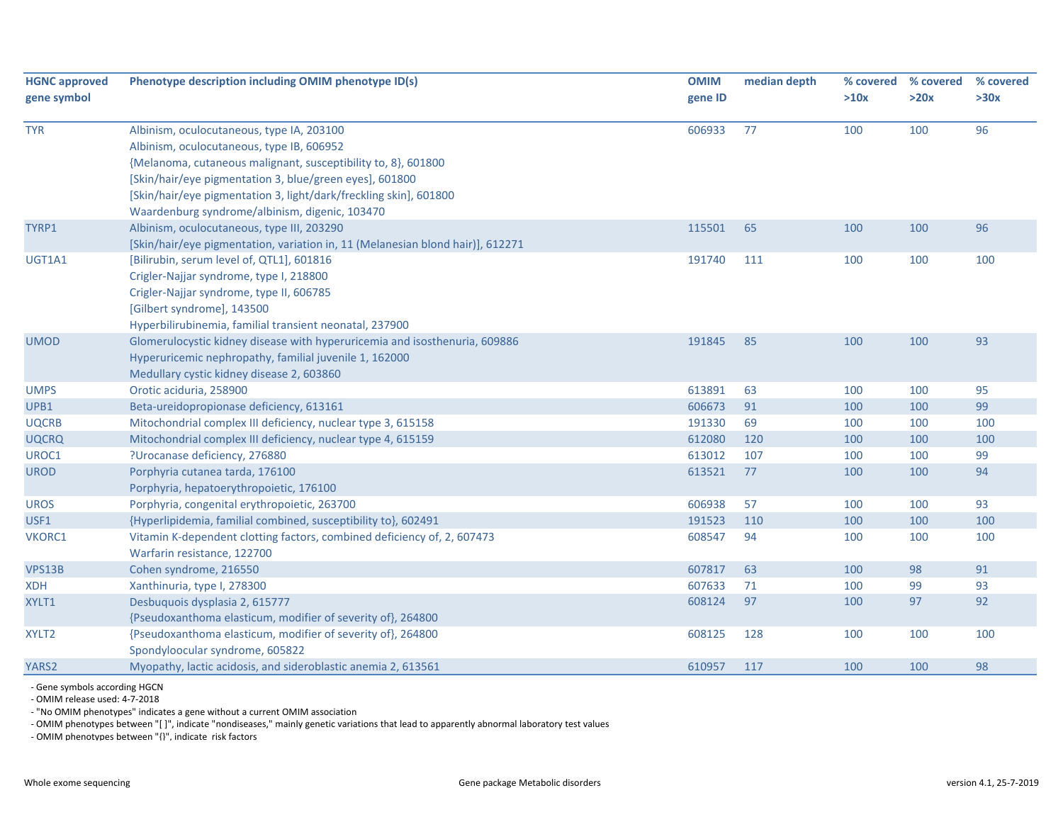| HGNC approved gene symbol | Phenotype description including OMIM phenotype ID(s) | OMIM gene ID | median depth | % covered >10x | % covered >20x | % covered >30x |
|---|---|---|---|---|---|---|
| TYR | Albinism, oculocutaneous, type IA, 203100<br>Albinism, oculocutaneous, type IB, 606952<br>{Melanoma, cutaneous malignant, susceptibility to, 8}, 601800<br>[Skin/hair/eye pigmentation 3, blue/green eyes], 601800<br>[Skin/hair/eye pigmentation 3, light/dark/freckling skin], 601800<br>Waardenburg syndrome/albinism, digenic, 103470 | 606933 | 77 | 100 | 100 | 96 |
| TYRP1 | Albinism, oculocutaneous, type III, 203290<br>[Skin/hair/eye pigmentation, variation in, 11 (Melanesian blond hair)], 612271 | 115501 | 65 | 100 | 100 | 96 |
| UGT1A1 | [Bilirubin, serum level of, QTL1], 601816<br>Crigler-Najjar syndrome, type I, 218800<br>Crigler-Najjar syndrome, type II, 606785<br>[Gilbert syndrome], 143500<br>Hyperbilirubinemia, familial transient neonatal, 237900 | 191740 | 111 | 100 | 100 | 100 |
| UMOD | Glomerulocystic kidney disease with hyperuricemia and isosthenuria, 609886<br>Hyperuricemic nephropathy, familial juvenile 1, 162000<br>Medullary cystic kidney disease 2, 603860 | 191845 | 85 | 100 | 100 | 93 |
| UMPS | Orotic aciduria, 258900 | 613891 | 63 | 100 | 100 | 95 |
| UPB1 | Beta-ureidopropionase deficiency, 613161 | 606673 | 91 | 100 | 100 | 99 |
| UQCRB | Mitochondrial complex III deficiency, nuclear type 3, 615158 | 191330 | 69 | 100 | 100 | 100 |
| UQCRQ | Mitochondrial complex III deficiency, nuclear type 4, 615159 | 612080 | 120 | 100 | 100 | 100 |
| UROC1 | ?Urocanase deficiency, 276880 | 613012 | 107 | 100 | 100 | 99 |
| UROD | Porphyria cutanea tarda, 176100<br>Porphyria, hepatoerythropoietic, 176100 | 613521 | 77 | 100 | 100 | 94 |
| UROS | Porphyria, congenital erythropoietic, 263700 | 606938 | 57 | 100 | 100 | 93 |
| USF1 | {Hyperlipidemia, familial combined, susceptibility to}, 602491 | 191523 | 110 | 100 | 100 | 100 |
| VKORC1 | Vitamin K-dependent clotting factors, combined deficiency of, 2, 607473<br>Warfarin resistance, 122700 | 608547 | 94 | 100 | 100 | 100 |
| VPS13B | Cohen syndrome, 216550 | 607817 | 63 | 100 | 98 | 91 |
| XDH | Xanthinuria, type I, 278300 | 607633 | 71 | 100 | 99 | 93 |
| XYLT1 | Desbuquois dysplasia 2, 615777<br>{Pseudoxanthoma elasticum, modifier of severity of}, 264800 | 608124 | 97 | 100 | 97 | 92 |
| XYLT2 | {Pseudoxanthoma elasticum, modifier of severity of}, 264800<br>Spondyloocular syndrome, 605822 | 608125 | 128 | 100 | 100 | 100 |
| YARS2 | Myopathy, lactic acidosis, and sideroblastic anemia 2, 613561 | 610957 | 117 | 100 | 100 | 98 |

- Gene symbols according HGCN
- OMIM release used: 4-7-2018
- "No OMIM phenotypes" indicates a gene without a current OMIM association
- OMIM phenotypes between "[ ]", indicate "nondiseases," mainly genetic variations that lead to apparently abnormal laboratory test values
- OMIM phenotypes between "{}", indicate risk factors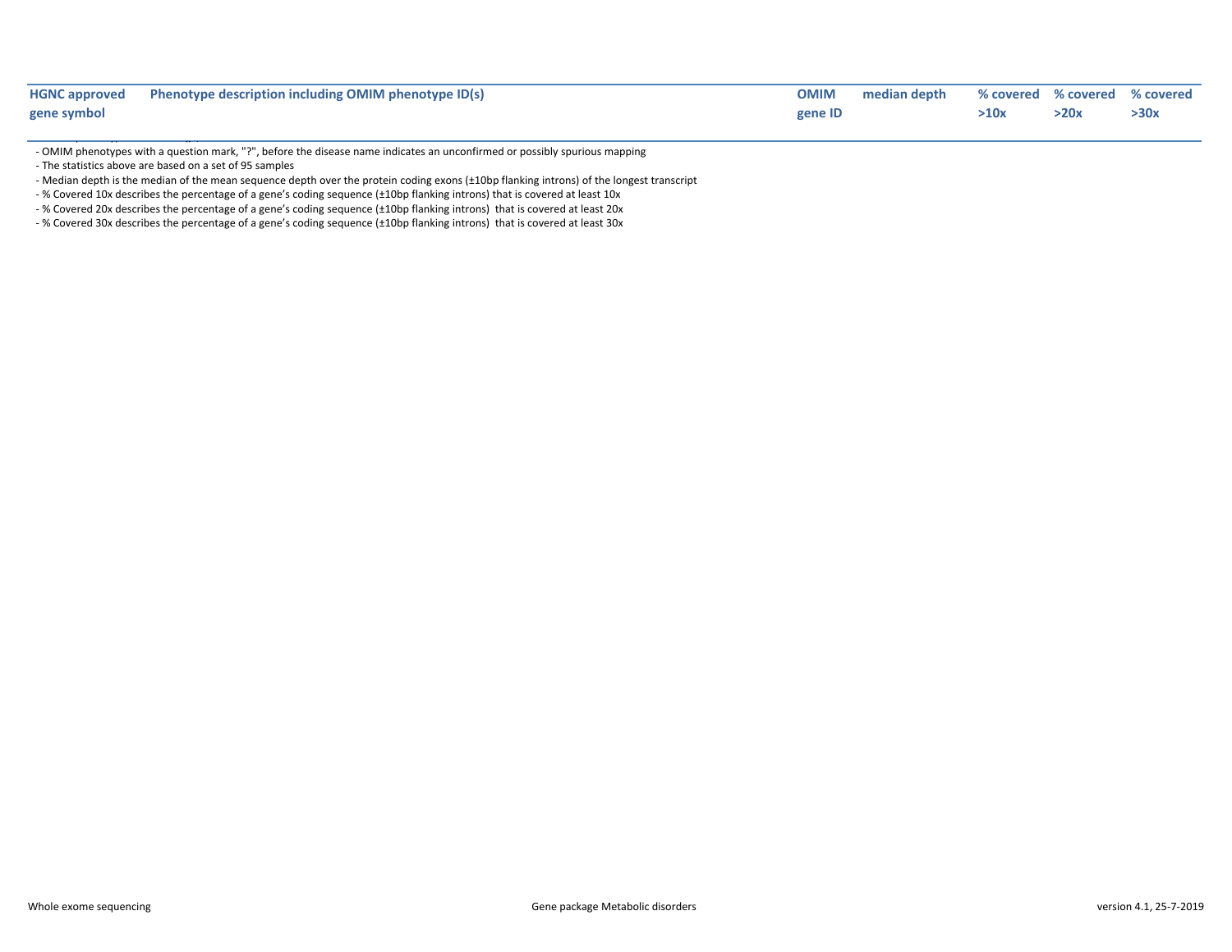| HGNC approved gene symbol | Phenotype description including OMIM phenotype ID(s) | OMIM gene ID | median depth | % covered >10x | % covered >20x | % covered >30x |
|---|---|---|---|---|---|---|

- OMIM phenotypes with a question mark, "?", before the disease name indicates an unconfirmed or possibly spurious mapping
- The statistics above are based on a set of 95 samples
- Median depth is the median of the mean sequence depth over the protein coding exons (±10bp flanking introns) of the longest transcript
- % Covered 10x describes the percentage of a gene's coding sequence (±10bp flanking introns) that is covered at least 10x
- % Covered 20x describes the percentage of a gene's coding sequence (±10bp flanking introns) that is covered at least 20x
- % Covered 30x describes the percentage of a gene's coding sequence (±10bp flanking introns) that is covered at least 30x